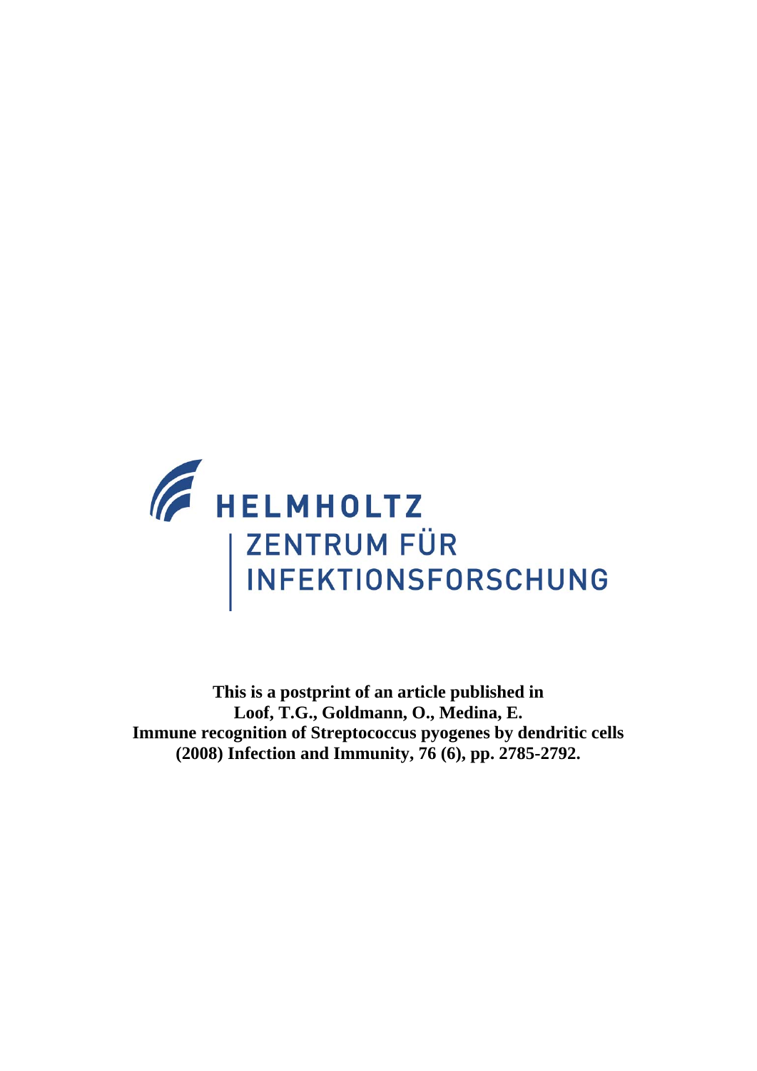HELMHOLTZ
ZENTRUM FÜR
INFEKTIONSFORSCHUNG

**This is a postprint of an article published in**
**Loof, T.G., Goldmann, O., Medina, E.**
**Immune recognition of Streptococcus pyogenes by dendritic cells**
**(2008) Infection and Immunity, 76 (6), pp. 2785-2792.**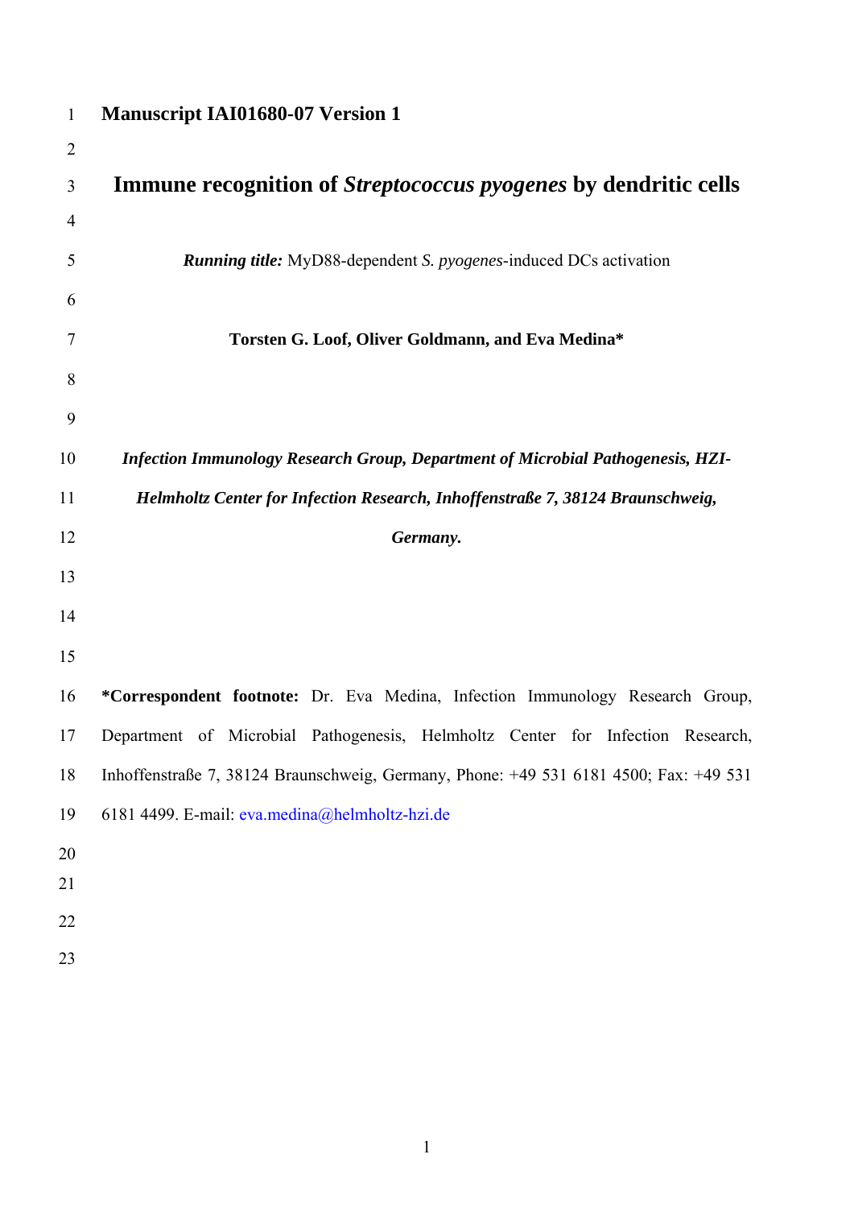**Manuscript IAI01680-07 Version 1**

# Immune recognition of *Streptococcus pyogenes* by dendritic cells

***Running title:*** MyD88-dependent *S. pyogenes*-induced DCs activation

**Torsten G. Loof, Oliver Goldmann, and Eva Medina***

***Infection Immunology Research Group, Department of Microbial Pathogenesis, HZI-Helmholtz Center for Infection Research, Inhoffenstraße 7, 38124 Braunschweig, Germany.***

**\*Correspondent footnote:** Dr. Eva Medina, Infection Immunology Research Group, Department of Microbial Pathogenesis, Helmholtz Center for Infection Research, Inhoffenstraße 7, 38124 Braunschweig, Germany, Phone: +49 531 6181 4500; Fax: +49 531 6181 4499. E-mail: eva.medina@helmholtz-hzi.de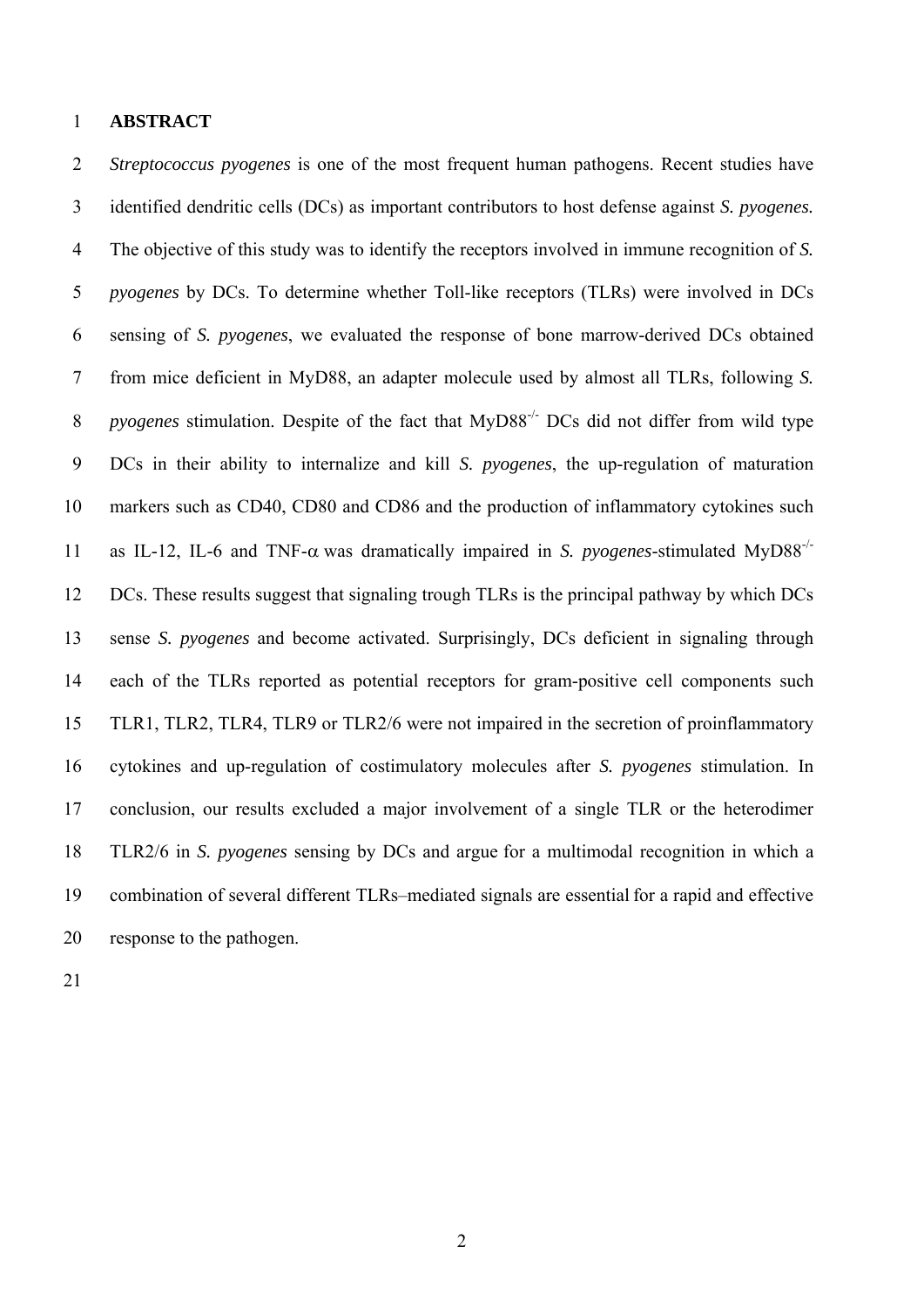# ABSTRACT

*Streptococcus pyogenes* is one of the most frequent human pathogens. Recent studies have identified dendritic cells (DCs) as important contributors to host defense against *S. pyogenes.* The objective of this study was to identify the receptors involved in immune recognition of *S. pyogenes* by DCs. To determine whether Toll-like receptors (TLRs) were involved in DCs sensing of *S. pyogenes*, we evaluated the response of bone marrow-derived DCs obtained from mice deficient in MyD88, an adapter molecule used by almost all TLRs, following *S. pyogenes* stimulation. Despite of the fact that MyD88$^{-/-}$ DCs did not differ from wild type DCs in their ability to internalize and kill *S. pyogenes*, the up-regulation of maturation markers such as CD40, CD80 and CD86 and the production of inflammatory cytokines such as IL-12, IL-6 and TNF-$\alpha$ was dramatically impaired in *S. pyogenes*-stimulated MyD88$^{-/-}$ DCs. These results suggest that signaling trough TLRs is the principal pathway by which DCs sense *S. pyogenes* and become activated. Surprisingly, DCs deficient in signaling through each of the TLRs reported as potential receptors for gram-positive cell components such TLR1, TLR2, TLR4, TLR9 or TLR2/6 were not impaired in the secretion of proinflammatory cytokines and up-regulation of costimulatory molecules after *S. pyogenes* stimulation. In conclusion, our results excluded a major involvement of a single TLR or the heterodimer TLR2/6 in *S. pyogenes* sensing by DCs and argue for a multimodal recognition in which a combination of several different TLRs–mediated signals are essential for a rapid and effective response to the pathogen.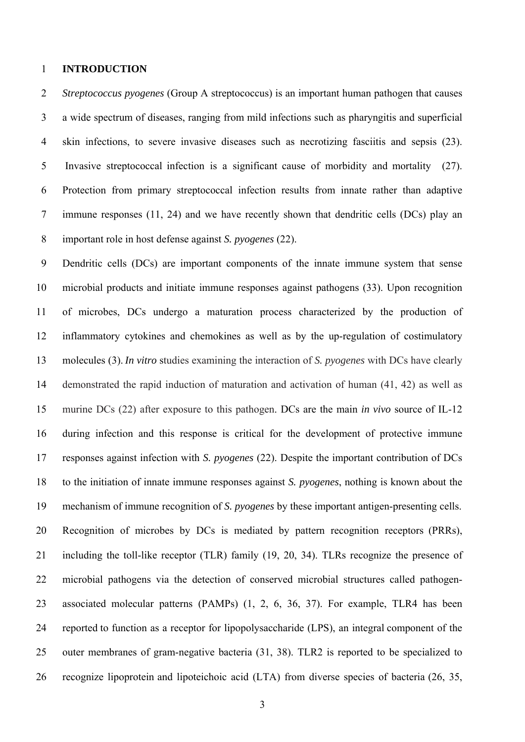# INTRODUCTION

*Streptococcus pyogenes* (Group A streptococcus) is an important human pathogen that causes a wide spectrum of diseases, ranging from mild infections such as pharyngitis and superficial skin infections, to severe invasive diseases such as necrotizing fasciitis and sepsis (23). Invasive streptococcal infection is a significant cause of morbidity and mortality (27). Protection from primary streptococcal infection results from innate rather than adaptive immune responses (11, 24) and we have recently shown that dendritic cells (DCs) play an important role in host defense against *S. pyogenes* (22).

Dendritic cells (DCs) are important components of the innate immune system that sense microbial products and initiate immune responses against pathogens (33). Upon recognition of microbes, DCs undergo a maturation process characterized by the production of inflammatory cytokines and chemokines as well as by the up-regulation of costimulatory molecules (3). *In vitro* studies examining the interaction of *S. pyogenes* with DCs have clearly demonstrated the rapid induction of maturation and activation of human (41, 42) as well as murine DCs (22) after exposure to this pathogen. DCs are the main *in vivo* source of IL-12 during infection and this response is critical for the development of protective immune responses against infection with *S. pyogenes* (22). Despite the important contribution of DCs to the initiation of innate immune responses against *S. pyogenes*, nothing is known about the mechanism of immune recognition of *S. pyogenes* by these important antigen-presenting cells.

Recognition of microbes by DCs is mediated by pattern recognition receptors (PRRs), including the toll-like receptor (TLR) family (19, 20, 34). TLRs recognize the presence of microbial pathogens via the detection of conserved microbial structures called pathogen-associated molecular patterns (PAMPs) (1, 2, 6, 36, 37). For example, TLR4 has been reported to function as a receptor for lipopolysaccharide (LPS), an integral component of the outer membranes of gram-negative bacteria (31, 38). TLR2 is reported to be specialized to recognize lipoprotein and lipoteichoic acid (LTA) from diverse species of bacteria (26, 35,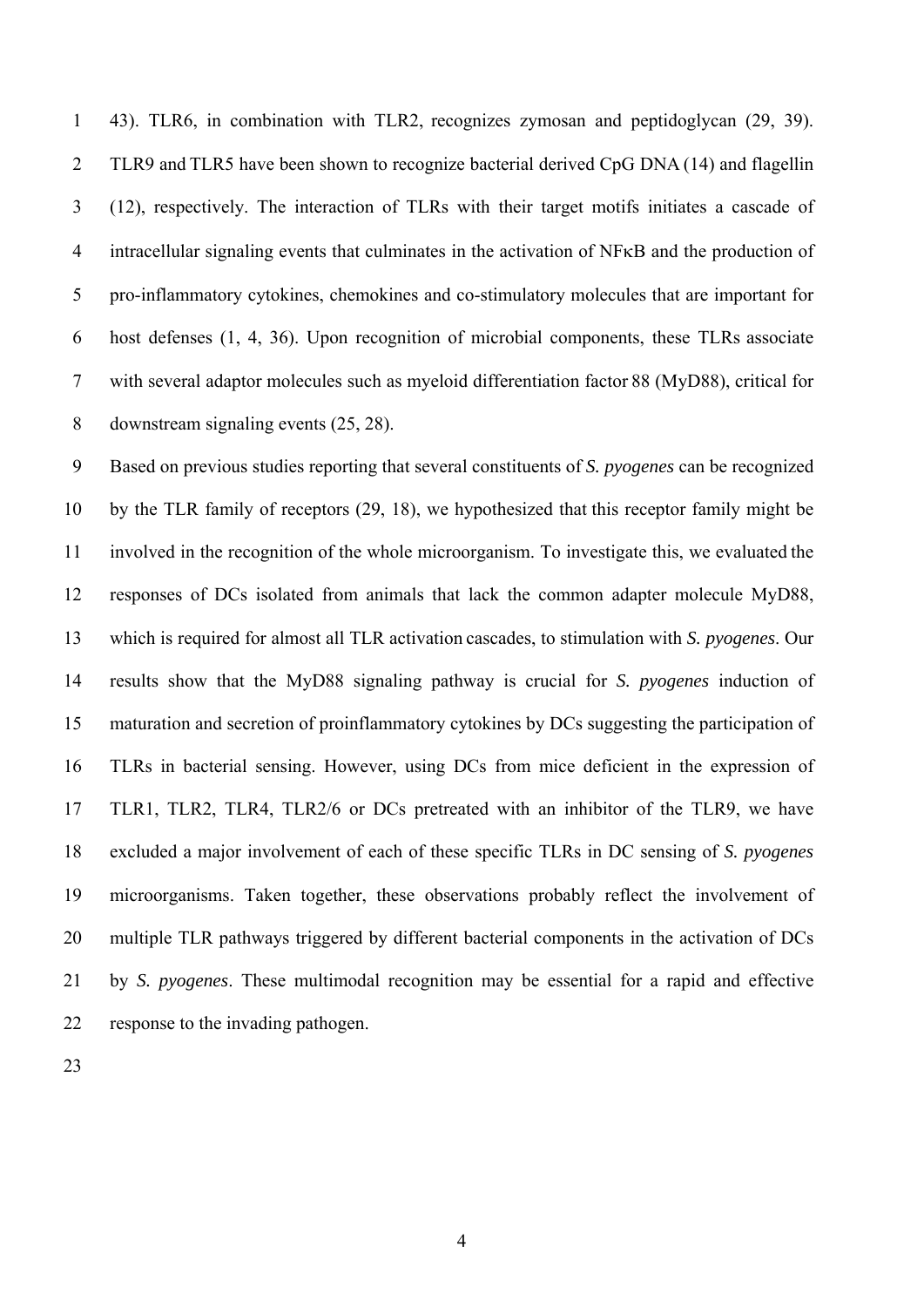43). TLR6, in combination with TLR2, recognizes zymosan and peptidoglycan (29, 39). TLR9 and TLR5 have been shown to recognize bacterial derived CpG DNA (14) and flagellin (12), respectively. The interaction of TLRs with their target motifs initiates a cascade of intracellular signaling events that culminates in the activation of NFκB and the production of pro-inflammatory cytokines, chemokines and co-stimulatory molecules that are important for host defenses (1, 4, 36). Upon recognition of microbial components, these TLRs associate with several adaptor molecules such as myeloid differentiation factor 88 (MyD88), critical for downstream signaling events (25, 28).

Based on previous studies reporting that several constituents of *S. pyogenes* can be recognized by the TLR family of receptors (29, 18), we hypothesized that this receptor family might be involved in the recognition of the whole microorganism. To investigate this, we evaluated the responses of DCs isolated from animals that lack the common adapter molecule MyD88, which is required for almost all TLR activation cascades, to stimulation with *S. pyogenes*. Our results show that the MyD88 signaling pathway is crucial for *S. pyogenes* induction of maturation and secretion of proinflammatory cytokines by DCs suggesting the participation of TLRs in bacterial sensing. However, using DCs from mice deficient in the expression of TLR1, TLR2, TLR4, TLR2/6 or DCs pretreated with an inhibitor of the TLR9, we have excluded a major involvement of each of these specific TLRs in DC sensing of *S. pyogenes* microorganisms. Taken together, these observations probably reflect the involvement of multiple TLR pathways triggered by different bacterial components in the activation of DCs by *S. pyogenes*. These multimodal recognition may be essential for a rapid and effective response to the invading pathogen.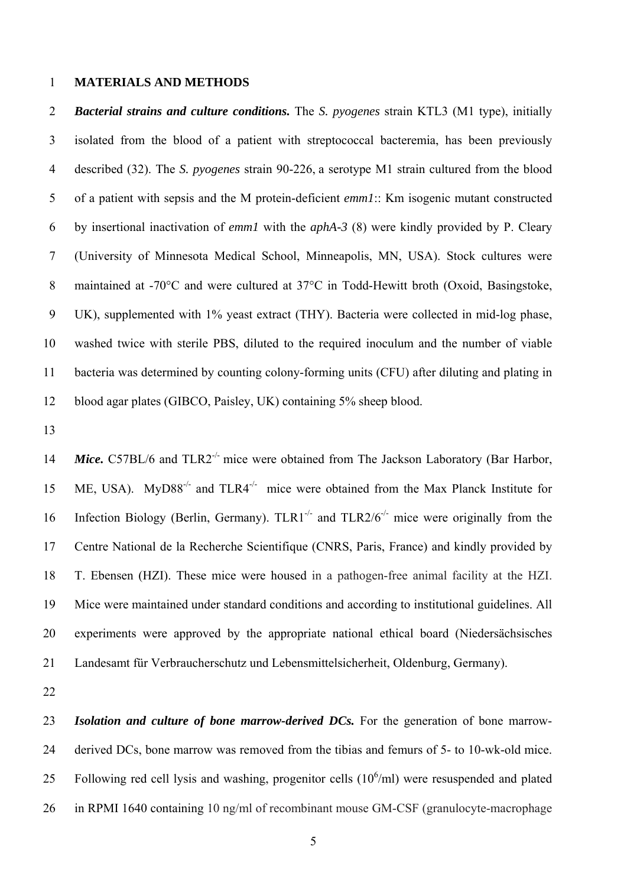**MATERIALS AND METHODS**

***Bacterial strains and culture conditions.*** The *S. pyogenes* strain KTL3 (M1 type), initially isolated from the blood of a patient with streptococcal bacteremia, has been previously described (32). The *S. pyogenes* strain 90-226, a serotype M1 strain cultured from the blood of a patient with sepsis and the M protein-deficient *emm1*:: Km isogenic mutant constructed by insertional inactivation of *emm1* with the *aphA-3* (8) were kindly provided by P. Cleary (University of Minnesota Medical School, Minneapolis, MN, USA). Stock cultures were maintained at -70°C and were cultured at 37°C in Todd-Hewitt broth (Oxoid, Basingstoke, UK), supplemented with 1% yeast extract (THY). Bacteria were collected in mid-log phase, washed twice with sterile PBS, diluted to the required inoculum and the number of viable bacteria was determined by counting colony-forming units (CFU) after diluting and plating in blood agar plates (GIBCO, Paisley, UK) containing 5% sheep blood.

***Mice.*** C57BL/6 and TLR2$^{-/-}$ mice were obtained from The Jackson Laboratory (Bar Harbor, ME, USA). MyD88$^{-/-}$ and TLR4$^{-/-}$ mice were obtained from the Max Planck Institute for Infection Biology (Berlin, Germany). TLR1$^{-/-}$ and TLR2/6$^{-/-}$ mice were originally from the Centre National de la Recherche Scientifique (CNRS, Paris, France) and kindly provided by T. Ebensen (HZI). These mice were housed in a pathogen-free animal facility at the HZI. Mice were maintained under standard conditions and according to institutional guidelines. All experiments were approved by the appropriate national ethical board (Niedersächsisches Landesamt für Verbraucherschutz und Lebensmittelsicherheit, Oldenburg, Germany).

***Isolation and culture of bone marrow-derived DCs.*** For the generation of bone marrow-derived DCs, bone marrow was removed from the tibias and femurs of 5- to 10-wk-old mice. Following red cell lysis and washing, progenitor cells ($10^6$/ml) were resuspended and plated in RPMI 1640 containing 10 ng/ml of recombinant mouse GM-CSF (granulocyte-macrophage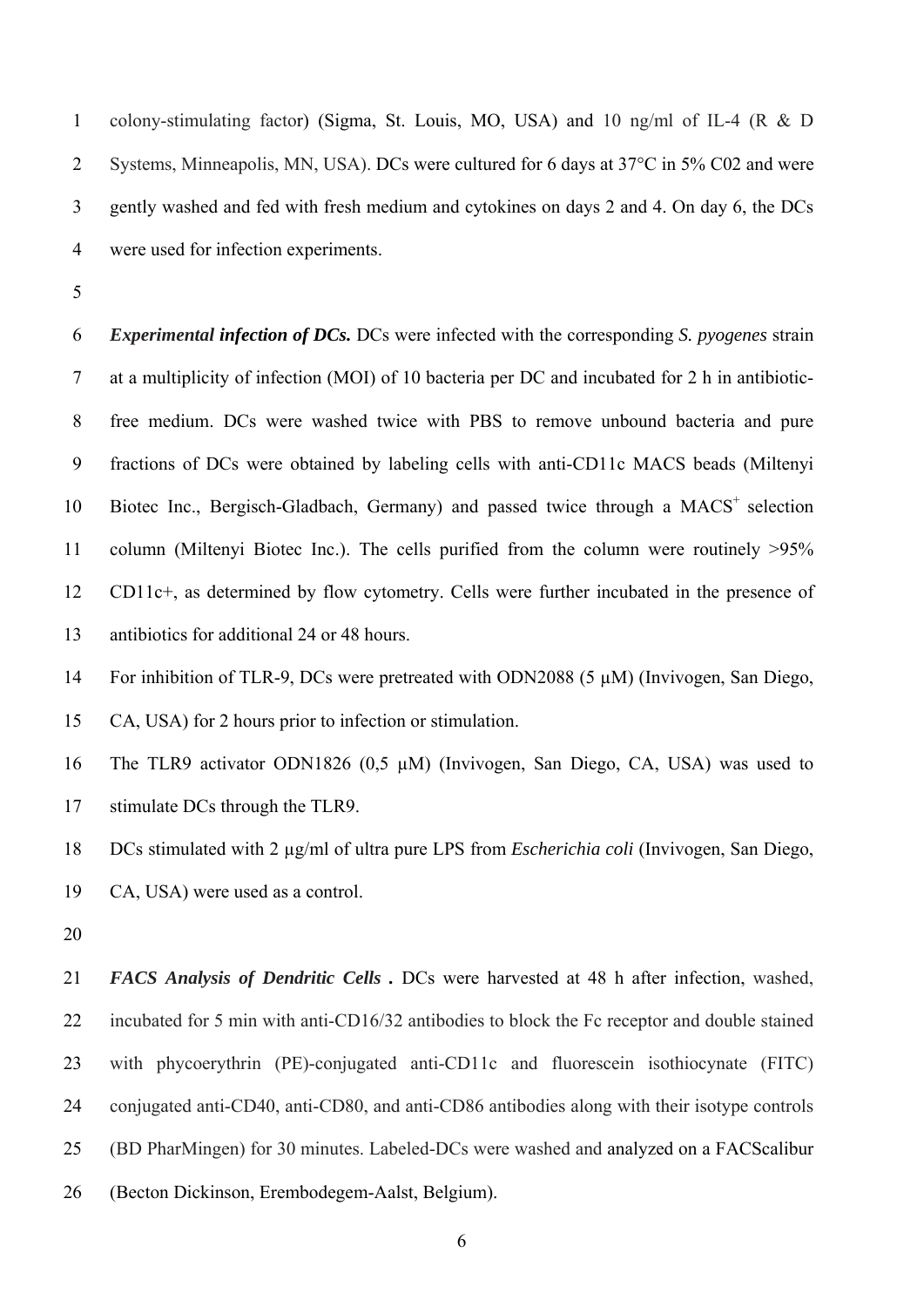colony-stimulating factor) (Sigma, St. Louis, MO, USA) and 10 ng/ml of IL-4 (R & D Systems, Minneapolis, MN, USA). DCs were cultured for 6 days at 37°C in 5% C02 and were gently washed and fed with fresh medium and cytokines on days 2 and 4. On day 6, the DCs were used for infection experiments.

***Experimental infection of DCs.*** DCs were infected with the corresponding *S. pyogenes* strain at a multiplicity of infection (MOI) of 10 bacteria per DC and incubated for 2 h in antibiotic-free medium. DCs were washed twice with PBS to remove unbound bacteria and pure fractions of DCs were obtained by labeling cells with anti-CD11c MACS beads (Miltenyi Biotec Inc., Bergisch-Gladbach, Germany) and passed twice through a MACS$^+$ selection column (Miltenyi Biotec Inc.). The cells purified from the column were routinely >95% CD11c+, as determined by flow cytometry. Cells were further incubated in the presence of antibiotics for additional 24 or 48 hours.

For inhibition of TLR-9, DCs were pretreated with ODN2088 (5 µM) (Invivogen, San Diego, CA, USA) for 2 hours prior to infection or stimulation.

The TLR9 activator ODN1826 (0,5 µM) (Invivogen, San Diego, CA, USA) was used to stimulate DCs through the TLR9.

DCs stimulated with 2 µg/ml of ultra pure LPS from *Escherichia coli* (Invivogen, San Diego, CA, USA) were used as a control.

***FACS Analysis of Dendritic Cells .*** DCs were harvested at 48 h after infection, washed, incubated for 5 min with anti-CD16/32 antibodies to block the Fc receptor and double stained with phycoerythrin (PE)-conjugated anti-CD11c and fluorescein isothiocynate (FITC) conjugated anti-CD40, anti-CD80, and anti-CD86 antibodies along with their isotype controls (BD PharMingen) for 30 minutes. Labeled-DCs were washed and analyzed on a FACScalibur (Becton Dickinson, Erembodegem-Aalst, Belgium).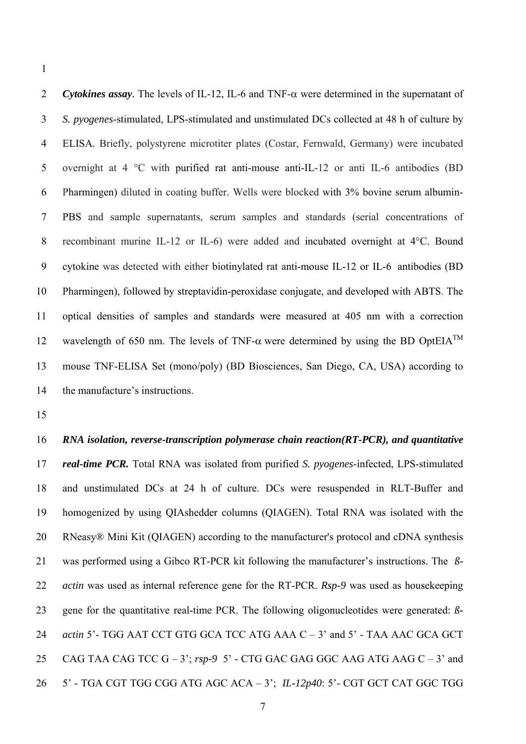***Cytokines assay***. The levels of IL-12, IL-6 and TNF-α were determined in the supernatant of *S. pyogenes*-stimulated, LPS-stimulated and unstimulated DCs collected at 48 h of culture by ELISA. Briefly, polystyrene microtiter plates (Costar, Fernwald, Germany) were incubated overnight at 4 °C with purified rat anti-mouse anti-IL-12 or anti IL-6 antibodies (BD Pharmingen) diluted in coating buffer. Wells were blocked with 3% bovine serum albumin-PBS and sample supernatants, serum samples and standards (serial concentrations of recombinant murine IL-12 or IL-6) were added and incubated overnight at 4°C. Bound cytokine was detected with either biotinylated rat anti-mouse IL-12 or IL-6 antibodies (BD Pharmingen), followed by streptavidin-peroxidase conjugate, and developed with ABTS. The optical densities of samples and standards were measured at 405 nm with a correction wavelength of 650 nm. The levels of TNF-α were determined by using the BD OptEIA™ mouse TNF-ELISA Set (mono/poly) (BD Biosciences, San Diego, CA, USA) according to the manufacture's instructions.

***RNA isolation, reverse-transcription polymerase chain reaction(RT-PCR), and quantitative real-time PCR.*** Total RNA was isolated from purified *S. pyogenes*-infected, LPS-stimulated and unstimulated DCs at 24 h of culture. DCs were resuspended in RLT-Buffer and homogenized by using QIAshedder columns (QIAGEN). Total RNA was isolated with the RNeasy® Mini Kit (QIAGEN) according to the manufacturer's protocol and cDNA synthesis was performed using a Gibco RT-PCR kit following the manufacturer's instructions. The *ß-actin* was used as internal reference gene for the RT-PCR. *Rsp-9* was used as housekeeping gene for the quantitative real-time PCR. The following oligonucleotides were generated: *ß-actin* 5'- TGG AAT CCT GTG GCA TCC ATG AAA C – 3' and 5' - TAA AAC GCA GCT CAG TAA CAG TCC G – 3'; *rsp-9* 5' - CTG GAC GAG GGC AAG ATG AAG C – 3' and 5' - TGA CGT TGG CGG ATG AGC ACA – 3'; *IL-12p40*: 5'- CGT GCT CAT GGC TGG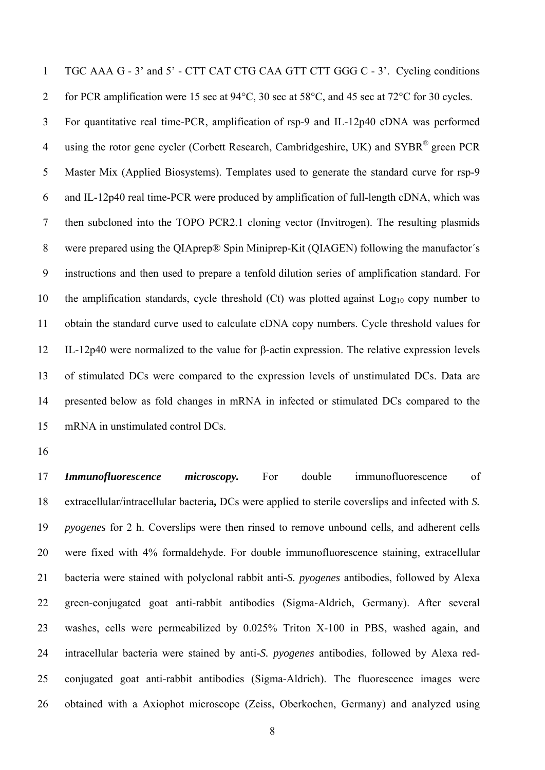TGC AAA G - 3' and 5' - CTT CAT CTG CAA GTT CTT GGG C - 3'. Cycling conditions for PCR amplification were 15 sec at 94°C, 30 sec at 58°C, and 45 sec at 72°C for 30 cycles. For quantitative real time-PCR, amplification of rsp-9 and IL-12p40 cDNA was performed using the rotor gene cycler (Corbett Research, Cambridgeshire, UK) and SYBR® green PCR Master Mix (Applied Biosystems). Templates used to generate the standard curve for rsp-9 and IL-12p40 real time-PCR were produced by amplification of full-length cDNA, which was then subcloned into the TOPO PCR2.1 cloning vector (Invitrogen). The resulting plasmids were prepared using the QIAprep® Spin Miniprep-Kit (QIAGEN) following the manufactor´s instructions and then used to prepare a tenfold dilution series of amplification standard. For the amplification standards, cycle threshold (Ct) was plotted against $Log_{10}$ copy number to obtain the standard curve used to calculate cDNA copy numbers. Cycle threshold values for IL-12p40 were normalized to the value for β-actin expression. The relative expression levels of stimulated DCs were compared to the expression levels of unstimulated DCs. Data are presented below as fold changes in mRNA in infected or stimulated DCs compared to the mRNA in unstimulated control DCs.

***Immunofluorescence microscopy.*** For double immunofluorescence of extracellular/intracellular bacteria**,** DCs were applied to sterile coverslips and infected with *S. pyogenes* for 2 h. Coverslips were then rinsed to remove unbound cells, and adherent cells were fixed with 4% formaldehyde. For double immunofluorescence staining, extracellular bacteria were stained with polyclonal rabbit anti-*S. pyogenes* antibodies, followed by Alexa green-conjugated goat anti-rabbit antibodies (Sigma-Aldrich, Germany). After several washes, cells were permeabilized by 0.025% Triton X-100 in PBS, washed again, and intracellular bacteria were stained by anti-*S. pyogenes* antibodies, followed by Alexa red-conjugated goat anti-rabbit antibodies (Sigma-Aldrich). The fluorescence images were obtained with a Axiophot microscope (Zeiss, Oberkochen, Germany) and analyzed using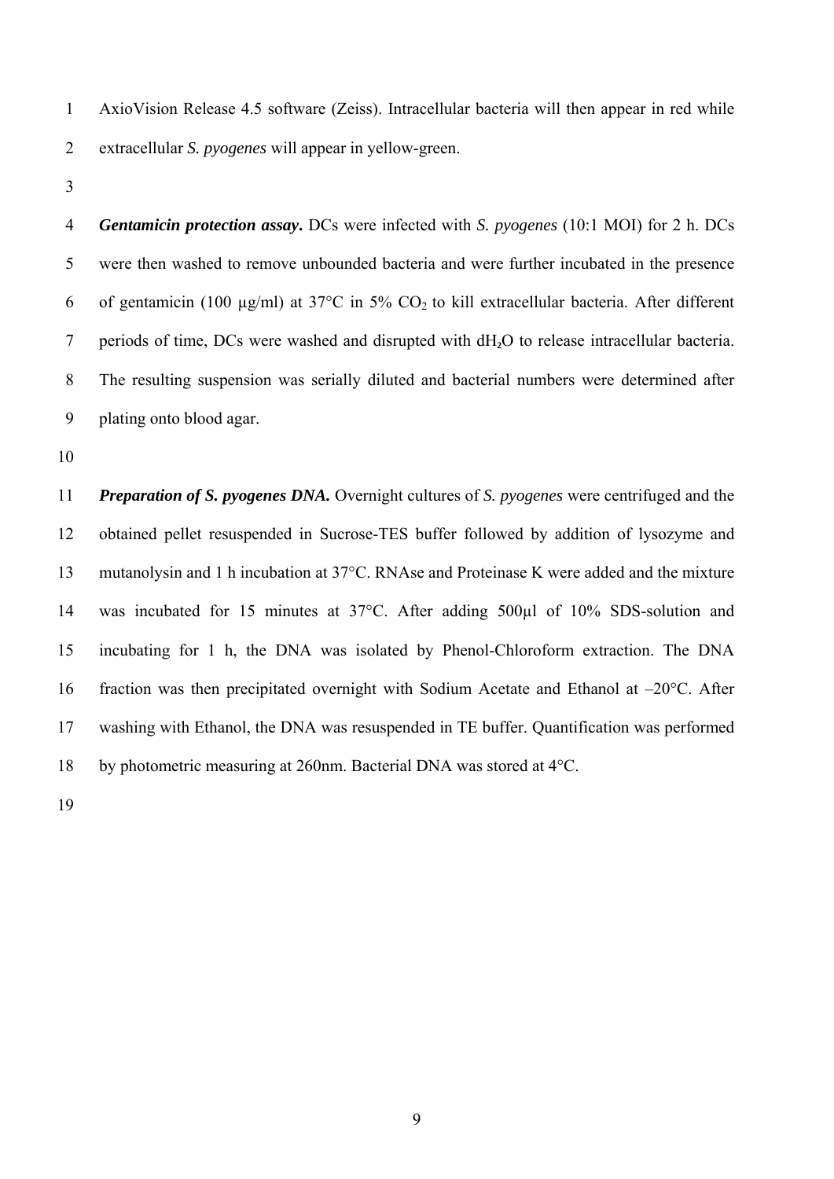AxioVision Release 4.5 software (Zeiss). Intracellular bacteria will then appear in red while extracellular *S. pyogenes* will appear in yellow-green.

***Gentamicin protection assay*.** DCs were infected with *S. pyogenes* (10:1 MOI) for 2 h. DCs were then washed to remove unbounded bacteria and were further incubated in the presence of gentamicin (100 µg/ml) at 37°C in 5% $CO_2$ to kill extracellular bacteria. After different periods of time, DCs were washed and disrupted with $dH_2O$ to release intracellular bacteria. The resulting suspension was serially diluted and bacterial numbers were determined after plating onto blood agar.

***Preparation of S. pyogenes DNA.*** Overnight cultures of *S. pyogenes* were centrifuged and the obtained pellet resuspended in Sucrose-TES buffer followed by addition of lysozyme and mutanolysin and 1 h incubation at 37°C. RNAse and Proteinase K were added and the mixture was incubated for 15 minutes at 37°C. After adding 500µl of 10% SDS-solution and incubating for 1 h, the DNA was isolated by Phenol-Chloroform extraction. The DNA fraction was then precipitated overnight with Sodium Acetate and Ethanol at –20°C. After washing with Ethanol, the DNA was resuspended in TE buffer. Quantification was performed by photometric measuring at 260nm. Bacterial DNA was stored at 4°C.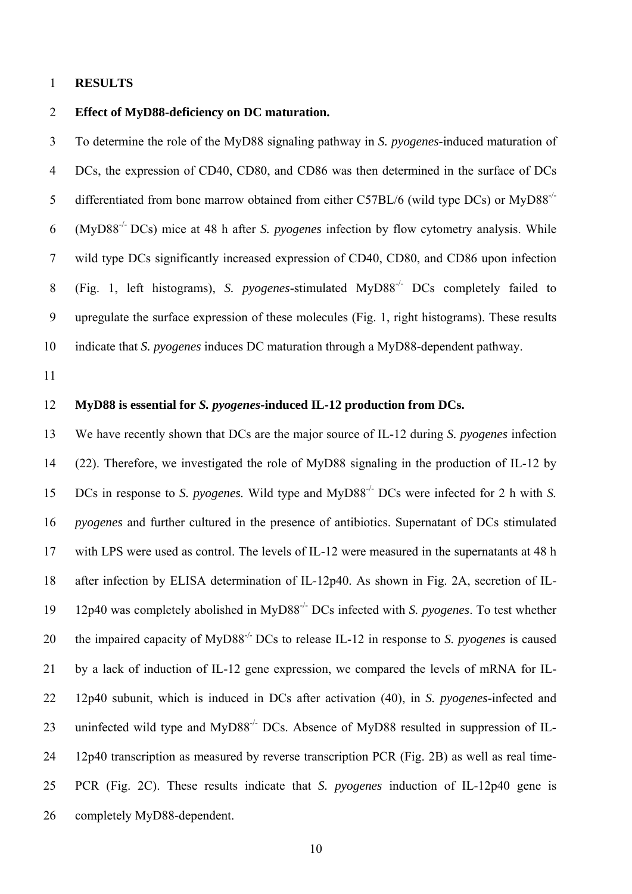# RESULTS

## Effect of MyD88-deficiency on DC maturation.

To determine the role of the MyD88 signaling pathway in *S. pyogenes*-induced maturation of DCs, the expression of CD40, CD80, and CD86 was then determined in the surface of DCs differentiated from bone marrow obtained from either C57BL/6 (wild type DCs) or MyD88$^{-/-}$ (MyD88$^{-/-}$ DCs) mice at 48 h after *S. pyogenes* infection by flow cytometry analysis. While wild type DCs significantly increased expression of CD40, CD80, and CD86 upon infection (Fig. 1, left histograms), *S. pyogenes*-stimulated MyD88$^{-/-}$ DCs completely failed to upregulate the surface expression of these molecules (Fig. 1, right histograms). These results indicate that *S. pyogenes* induces DC maturation through a MyD88-dependent pathway.

## MyD88 is essential for *S. pyogenes*-induced IL-12 production from DCs.

We have recently shown that DCs are the major source of IL-12 during *S. pyogenes* infection (22). Therefore, we investigated the role of MyD88 signaling in the production of IL-12 by DCs in response to *S. pyogenes.* Wild type and MyD88$^{-/-}$ DCs were infected for 2 h with *S. pyogenes* and further cultured in the presence of antibiotics. Supernatant of DCs stimulated with LPS were used as control. The levels of IL-12 were measured in the supernatants at 48 h after infection by ELISA determination of IL-12p40. As shown in Fig. 2A, secretion of IL-12p40 was completely abolished in MyD88$^{-/-}$ DCs infected with *S. pyogenes*. To test whether the impaired capacity of MyD88$^{-/-}$ DCs to release IL-12 in response to *S. pyogenes* is caused by a lack of induction of IL-12 gene expression, we compared the levels of mRNA for IL-12p40 subunit, which is induced in DCs after activation (40), in *S. pyogenes*-infected and uninfected wild type and MyD88$^{-/-}$ DCs. Absence of MyD88 resulted in suppression of IL-12p40 transcription as measured by reverse transcription PCR (Fig. 2B) as well as real time-PCR (Fig. 2C). These results indicate that *S. pyogenes* induction of IL-12p40 gene is completely MyD88-dependent.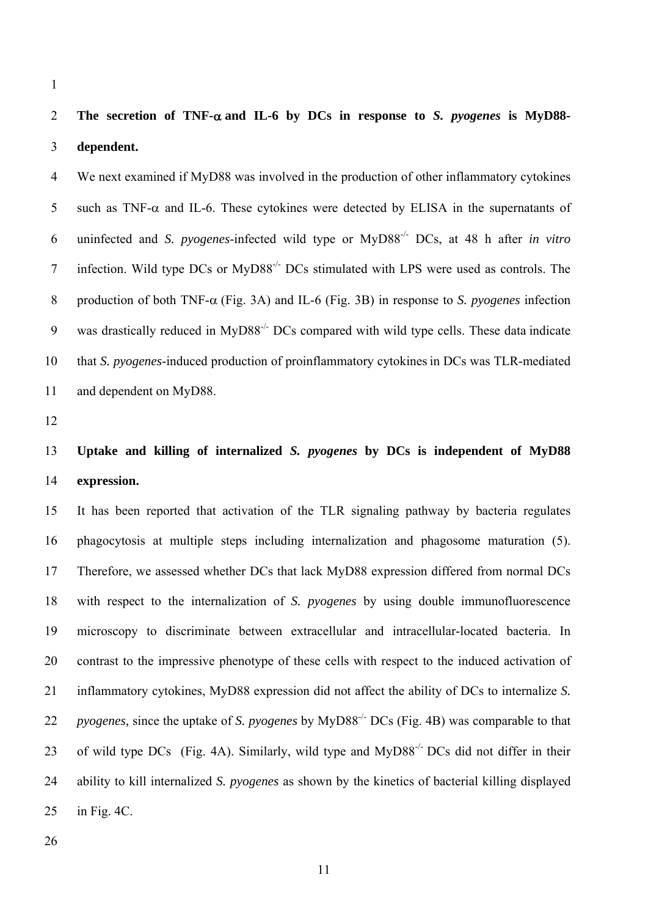## The secretion of TNF-α and IL-6 by DCs in response to *S. pyogenes* is MyD88-dependent.

We next examined if MyD88 was involved in the production of other inflammatory cytokines such as TNF-α and IL-6. These cytokines were detected by ELISA in the supernatants of uninfected and *S. pyogenes*-infected wild type or MyD88$^{-/-}$ DCs, at 48 h after *in vitro* infection. Wild type DCs or MyD88$^{-/-}$ DCs stimulated with LPS were used as controls. The production of both TNF-α (Fig. 3A) and IL-6 (Fig. 3B) in response to *S. pyogenes* infection was drastically reduced in MyD88$^{-/-}$ DCs compared with wild type cells. These data indicate that *S. pyogenes*-induced production of proinflammatory cytokines in DCs was TLR-mediated and dependent on MyD88.

## Uptake and killing of internalized *S. pyogenes* by DCs is independent of MyD88 expression.

It has been reported that activation of the TLR signaling pathway by bacteria regulates phagocytosis at multiple steps including internalization and phagosome maturation (5). Therefore, we assessed whether DCs that lack MyD88 expression differed from normal DCs with respect to the internalization of *S. pyogenes* by using double immunofluorescence microscopy to discriminate between extracellular and intracellular-located bacteria. In contrast to the impressive phenotype of these cells with respect to the induced activation of inflammatory cytokines, MyD88 expression did not affect the ability of DCs to internalize *S. pyogenes,* since the uptake of *S. pyogenes* by MyD88$^{-/-}$ DCs (Fig. 4B) was comparable to that of wild type DCs (Fig. 4A). Similarly, wild type and MyD88$^{-/-}$ DCs did not differ in their ability to kill internalized *S. pyogenes* as shown by the kinetics of bacterial killing displayed in Fig. 4C.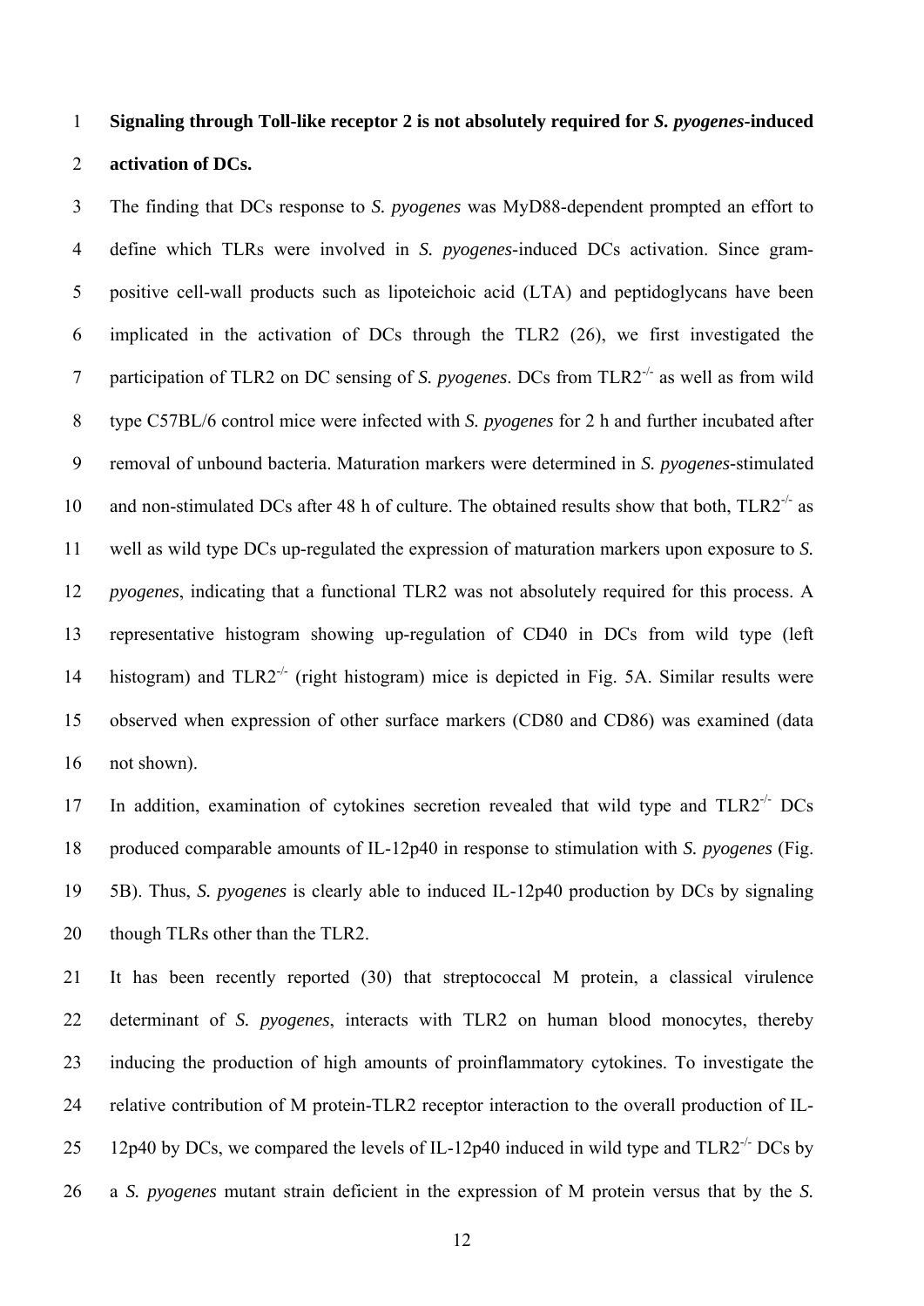**Signaling through Toll-like receptor 2 is not absolutely required for *S. pyogenes*-induced activation of DCs.**

The finding that DCs response to *S. pyogenes* was MyD88-dependent prompted an effort to define which TLRs were involved in *S. pyogenes*-induced DCs activation. Since gram-positive cell-wall products such as lipoteichoic acid (LTA) and peptidoglycans have been implicated in the activation of DCs through the TLR2 (26), we first investigated the participation of TLR2 on DC sensing of *S. pyogenes*. DCs from TLR2$^{-/-}$ as well as from wild type C57BL/6 control mice were infected with *S. pyogenes* for 2 h and further incubated after removal of unbound bacteria. Maturation markers were determined in *S. pyogenes*-stimulated and non-stimulated DCs after 48 h of culture. The obtained results show that both, TLR2$^{-/-}$ as well as wild type DCs up-regulated the expression of maturation markers upon exposure to *S. pyogenes*, indicating that a functional TLR2 was not absolutely required for this process. A representative histogram showing up-regulation of CD40 in DCs from wild type (left histogram) and TLR2$^{-/-}$ (right histogram) mice is depicted in Fig. 5A. Similar results were observed when expression of other surface markers (CD80 and CD86) was examined (data not shown).

In addition, examination of cytokines secretion revealed that wild type and TLR2$^{-/-}$ DCs produced comparable amounts of IL-12p40 in response to stimulation with *S. pyogenes* (Fig. 5B). Thus, *S. pyogenes* is clearly able to induced IL-12p40 production by DCs by signaling though TLRs other than the TLR2.

It has been recently reported (30) that streptococcal M protein, a classical virulence determinant of *S. pyogenes*, interacts with TLR2 on human blood monocytes, thereby inducing the production of high amounts of proinflammatory cytokines. To investigate the relative contribution of M protein-TLR2 receptor interaction to the overall production of IL-12p40 by DCs, we compared the levels of IL-12p40 induced in wild type and TLR2$^{-/-}$ DCs by a *S. pyogenes* mutant strain deficient in the expression of M protein versus that by the *S.*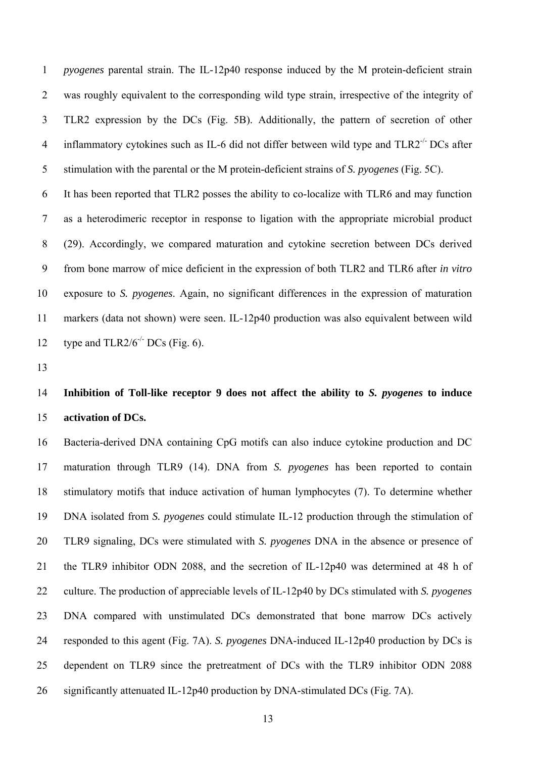*pyogenes* parental strain. The IL-12p40 response induced by the M protein-deficient strain was roughly equivalent to the corresponding wild type strain, irrespective of the integrity of TLR2 expression by the DCs (Fig. 5B). Additionally, the pattern of secretion of other inflammatory cytokines such as IL-6 did not differ between wild type and $TLR2^{-/-}$ DCs after stimulation with the parental or the M protein-deficient strains of *S. pyogenes* (Fig. 5C).

It has been reported that TLR2 posses the ability to co-localize with TLR6 and may function as a heterodimeric receptor in response to ligation with the appropriate microbial product (29). Accordingly, we compared maturation and cytokine secretion between DCs derived from bone marrow of mice deficient in the expression of both TLR2 and TLR6 after *in vitro* exposure to *S. pyogenes*. Again, no significant differences in the expression of maturation markers (data not shown) were seen. IL-12p40 production was also equivalent between wild type and $TLR2/6^{-/-}$ DCs (Fig. 6).

**Inhibition of Toll-like receptor 9 does not affect the ability to *S. pyogenes* to induce activation of DCs.**

Bacteria-derived DNA containing CpG motifs can also induce cytokine production and DC maturation through TLR9 (14). DNA from *S. pyogenes* has been reported to contain stimulatory motifs that induce activation of human lymphocytes (7). To determine whether DNA isolated from *S. pyogenes* could stimulate IL-12 production through the stimulation of TLR9 signaling, DCs were stimulated with *S. pyogenes* DNA in the absence or presence of the TLR9 inhibitor ODN 2088, and the secretion of IL-12p40 was determined at 48 h of culture. The production of appreciable levels of IL-12p40 by DCs stimulated with *S. pyogenes* DNA compared with unstimulated DCs demonstrated that bone marrow DCs actively responded to this agent (Fig. 7A). *S. pyogenes* DNA-induced IL-12p40 production by DCs is dependent on TLR9 since the pretreatment of DCs with the TLR9 inhibitor ODN 2088 significantly attenuated IL-12p40 production by DNA-stimulated DCs (Fig. 7A).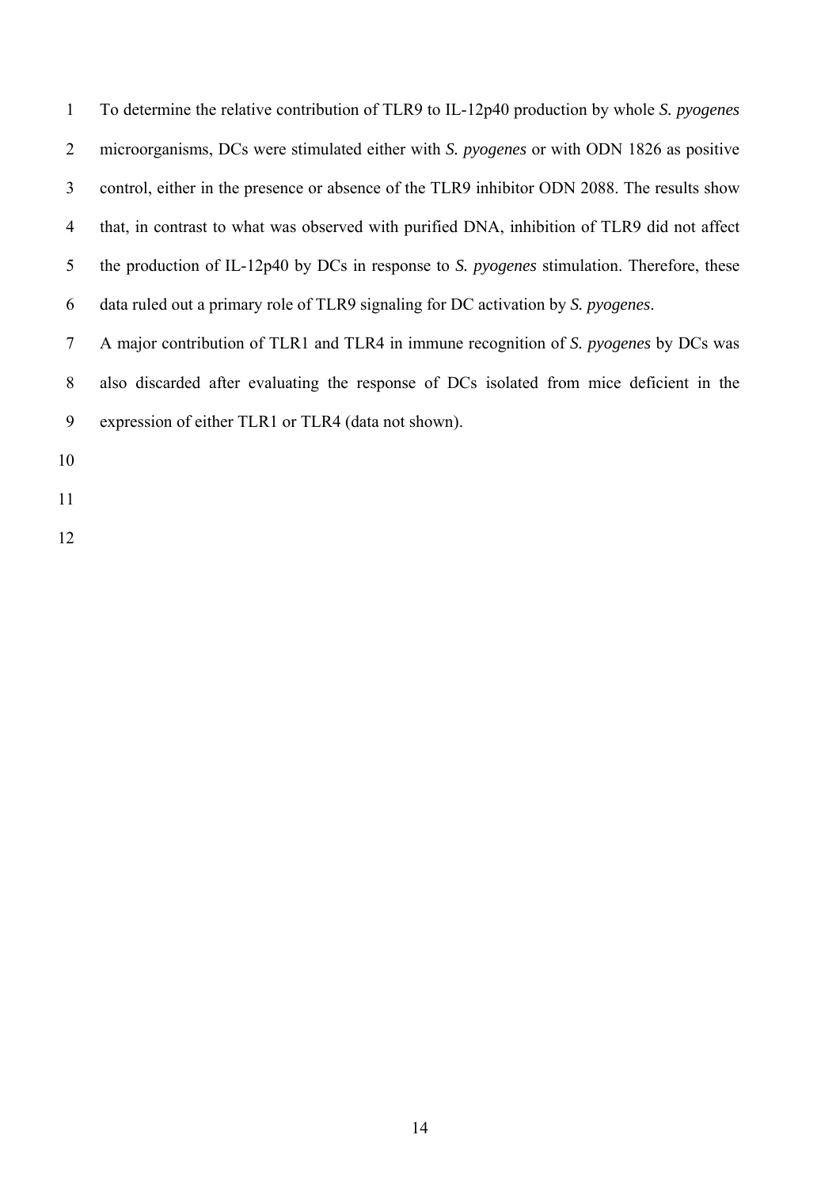To determine the relative contribution of TLR9 to IL-12p40 production by whole *S. pyogenes* microorganisms, DCs were stimulated either with *S. pyogenes* or with ODN 1826 as positive control, either in the presence or absence of the TLR9 inhibitor ODN 2088. The results show that, in contrast to what was observed with purified DNA, inhibition of TLR9 did not affect the production of IL-12p40 by DCs in response to *S. pyogenes* stimulation. Therefore, these data ruled out a primary role of TLR9 signaling for DC activation by *S. pyogenes*.

A major contribution of TLR1 and TLR4 in immune recognition of *S. pyogenes* by DCs was also discarded after evaluating the response of DCs isolated from mice deficient in the expression of either TLR1 or TLR4 (data not shown).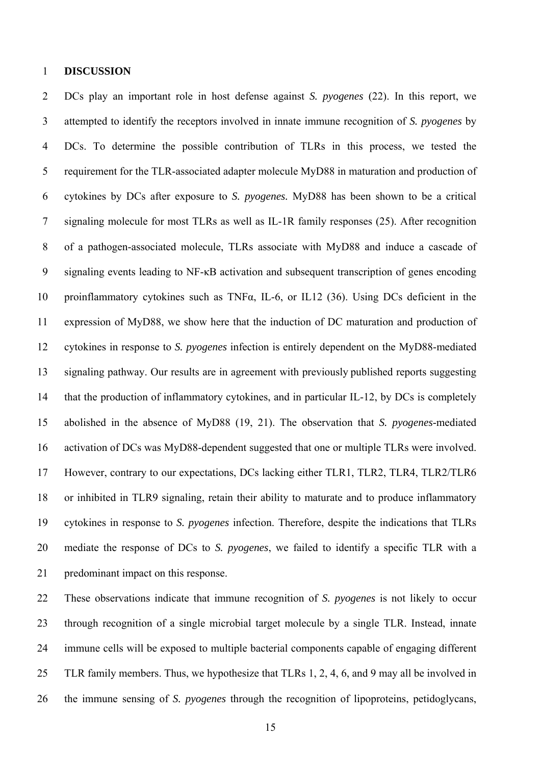# DISCUSSION

DCs play an important role in host defense against *S. pyogenes* (22). In this report, we attempted to identify the receptors involved in innate immune recognition of *S. pyogenes* by DCs. To determine the possible contribution of TLRs in this process, we tested the requirement for the TLR-associated adapter molecule MyD88 in maturation and production of cytokines by DCs after exposure to *S. pyogenes*. MyD88 has been shown to be a critical signaling molecule for most TLRs as well as IL-1R family responses (25). After recognition of a pathogen-associated molecule, TLRs associate with MyD88 and induce a cascade of signaling events leading to NF-κB activation and subsequent transcription of genes encoding proinflammatory cytokines such as TNFα, IL-6, or IL12 (36). Using DCs deficient in the expression of MyD88, we show here that the induction of DC maturation and production of cytokines in response to *S. pyogenes* infection is entirely dependent on the MyD88-mediated signaling pathway. Our results are in agreement with previously published reports suggesting that the production of inflammatory cytokines, and in particular IL-12, by DCs is completely abolished in the absence of MyD88 (19, 21). The observation that *S. pyogenes*-mediated activation of DCs was MyD88-dependent suggested that one or multiple TLRs were involved. However, contrary to our expectations, DCs lacking either TLR1, TLR2, TLR4, TLR2/TLR6 or inhibited in TLR9 signaling, retain their ability to maturate and to produce inflammatory cytokines in response to *S. pyogenes* infection. Therefore, despite the indications that TLRs mediate the response of DCs to *S. pyogenes*, we failed to identify a specific TLR with a predominant impact on this response.

These observations indicate that immune recognition of *S. pyogenes* is not likely to occur through recognition of a single microbial target molecule by a single TLR. Instead, innate immune cells will be exposed to multiple bacterial components capable of engaging different TLR family members. Thus, we hypothesize that TLRs 1, 2, 4, 6, and 9 may all be involved in the immune sensing of *S. pyogenes* through the recognition of lipoproteins, petidoglycans,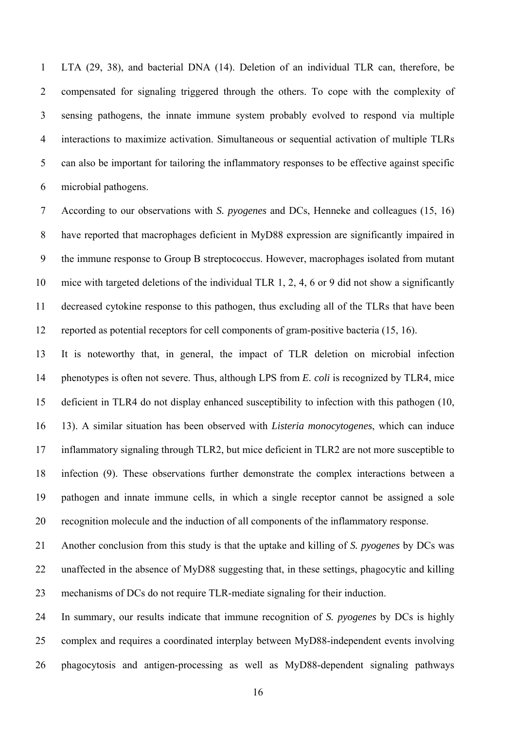LTA (29, 38), and bacterial DNA (14). Deletion of an individual TLR can, therefore, be compensated for signaling triggered through the others. To cope with the complexity of sensing pathogens, the innate immune system probably evolved to respond via multiple interactions to maximize activation. Simultaneous or sequential activation of multiple TLRs can also be important for tailoring the inflammatory responses to be effective against specific microbial pathogens.

According to our observations with *S. pyogenes* and DCs, Henneke and colleagues (15, 16) have reported that macrophages deficient in MyD88 expression are significantly impaired in the immune response to Group B streptococcus. However, macrophages isolated from mutant mice with targeted deletions of the individual TLR 1, 2, 4, 6 or 9 did not show a significantly decreased cytokine response to this pathogen, thus excluding all of the TLRs that have been reported as potential receptors for cell components of gram-positive bacteria (15, 16).

It is noteworthy that, in general, the impact of TLR deletion on microbial infection phenotypes is often not severe. Thus, although LPS from *E. coli* is recognized by TLR4, mice deficient in TLR4 do not display enhanced susceptibility to infection with this pathogen (10, 13). A similar situation has been observed with *Listeria monocytogenes*, which can induce inflammatory signaling through TLR2, but mice deficient in TLR2 are not more susceptible to infection (9). These observations further demonstrate the complex interactions between a pathogen and innate immune cells, in which a single receptor cannot be assigned a sole recognition molecule and the induction of all components of the inflammatory response.

Another conclusion from this study is that the uptake and killing of *S. pyogenes* by DCs was unaffected in the absence of MyD88 suggesting that, in these settings, phagocytic and killing mechanisms of DCs do not require TLR-mediate signaling for their induction.

In summary, our results indicate that immune recognition of *S. pyogenes* by DCs is highly complex and requires a coordinated interplay between MyD88-independent events involving phagocytosis and antigen-processing as well as MyD88-dependent signaling pathways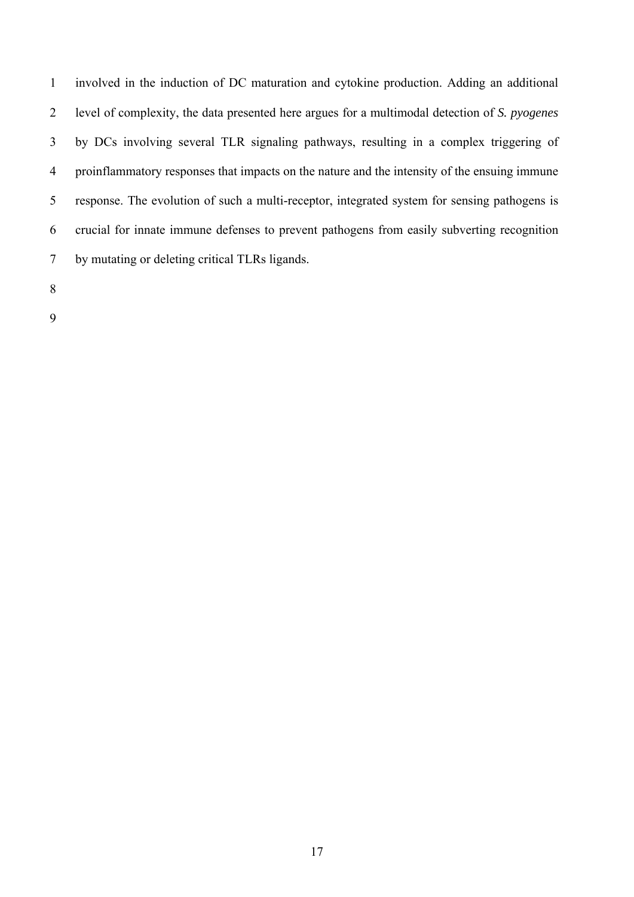involved in the induction of DC maturation and cytokine production. Adding an additional level of complexity, the data presented here argues for a multimodal detection of *S. pyogenes* by DCs involving several TLR signaling pathways, resulting in a complex triggering of proinflammatory responses that impacts on the nature and the intensity of the ensuing immune response. The evolution of such a multi-receptor, integrated system for sensing pathogens is crucial for innate immune defenses to prevent pathogens from easily subverting recognition by mutating or deleting critical TLRs ligands.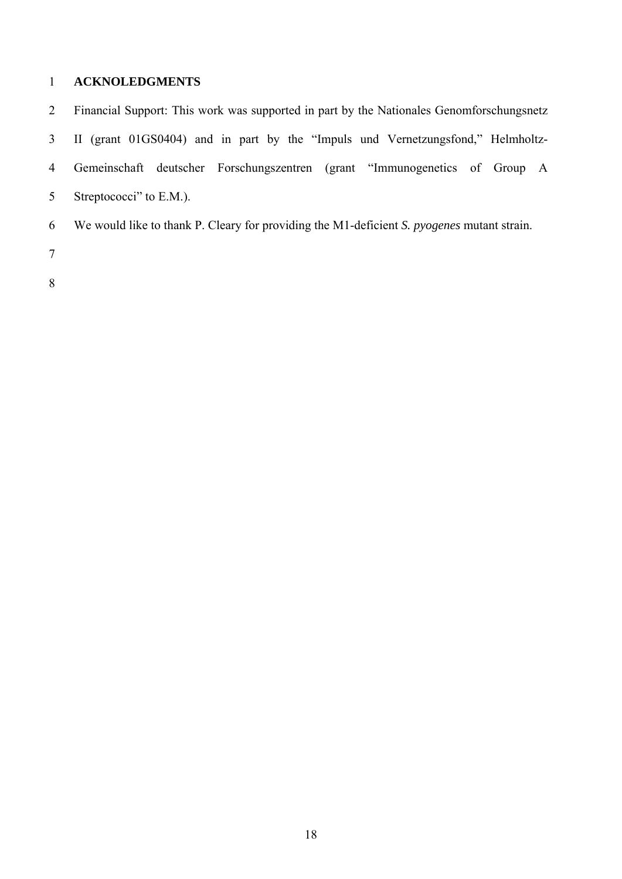## ACKNOLEDGMENTS

Financial Support: This work was supported in part by the Nationales Genomforschungsnetz II (grant 01GS0404) and in part by the "Impuls und Vernetzungsfond," Helmholtz-Gemeinschaft deutscher Forschungszentren (grant "Immunogenetics of Group A Streptococci" to E.M.).

We would like to thank P. Cleary for providing the M1-deficient *S. pyogenes* mutant strain.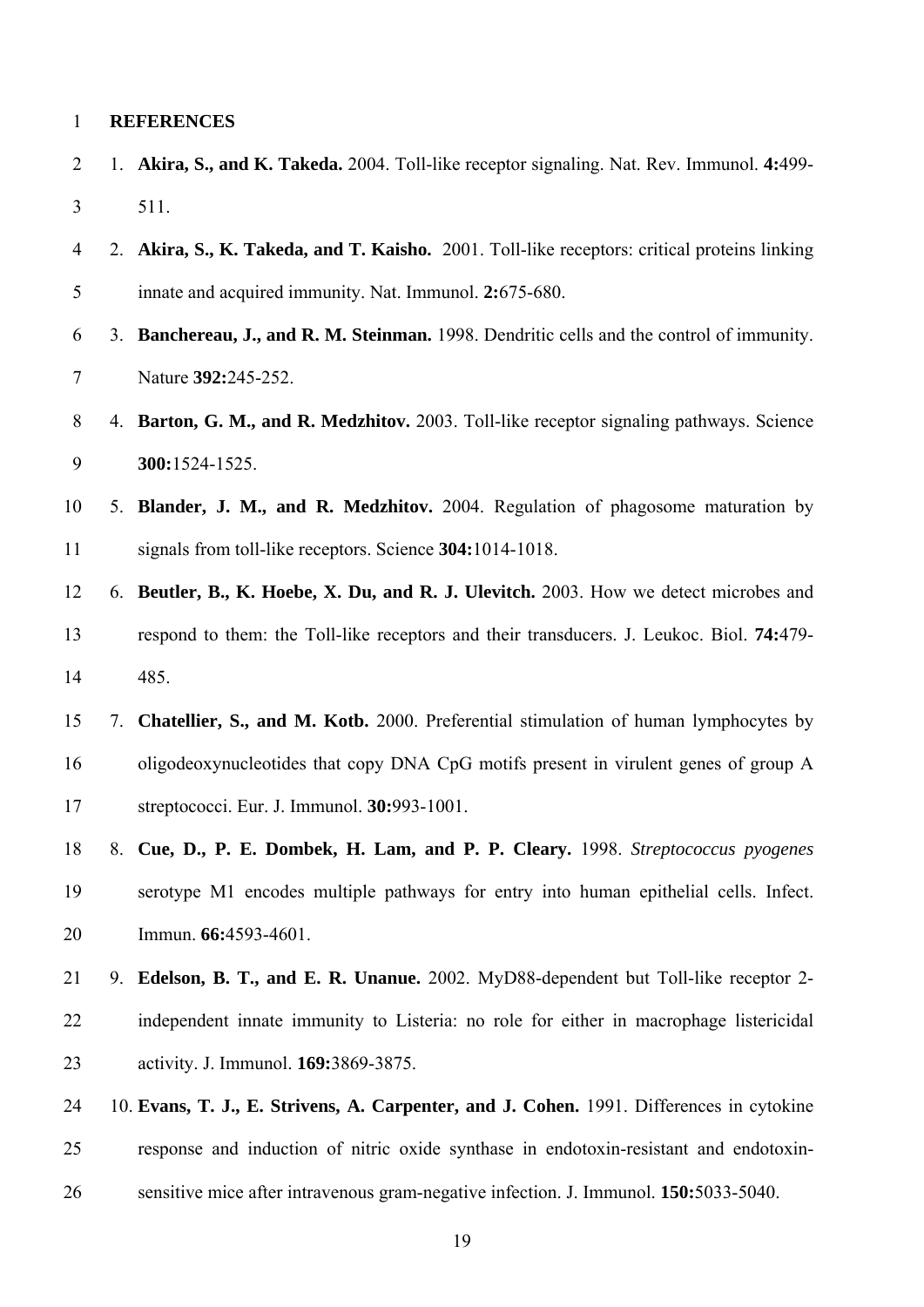**REFERENCES**

1. **Akira, S., and K. Takeda.** 2004. Toll-like receptor signaling. Nat. Rev. Immunol. **4:**499-511.
2. **Akira, S., K. Takeda, and T. Kaisho.** 2001. Toll-like receptors: critical proteins linking innate and acquired immunity. Nat. Immunol. **2:**675-680.
3. **Banchereau, J., and R. M. Steinman.** 1998. Dendritic cells and the control of immunity. Nature **392:**245-252.
4. **Barton, G. M., and R. Medzhitov.** 2003. Toll-like receptor signaling pathways. Science **300:**1524-1525.
5. **Blander, J. M., and R. Medzhitov.** 2004. Regulation of phagosome maturation by signals from toll-like receptors. Science **304:**1014-1018.
6. **Beutler, B., K. Hoebe, X. Du, and R. J. Ulevitch.** 2003. How we detect microbes and respond to them: the Toll-like receptors and their transducers. J. Leukoc. Biol. **74:**479-485.
7. **Chatellier, S., and M. Kotb.** 2000. Preferential stimulation of human lymphocytes by oligodeoxynucleotides that copy DNA CpG motifs present in virulent genes of group A streptococci. Eur. J. Immunol. **30:**993-1001.
8. **Cue, D., P. E. Dombek, H. Lam, and P. P. Cleary.** 1998. *Streptococcus pyogenes* serotype M1 encodes multiple pathways for entry into human epithelial cells. Infect. Immun. **66:**4593-4601.
9. **Edelson, B. T., and E. R. Unanue.** 2002. MyD88-dependent but Toll-like receptor 2-independent innate immunity to Listeria: no role for either in macrophage listericidal activity. J. Immunol. **169:**3869-3875.
10. **Evans, T. J., E. Strivens, A. Carpenter, and J. Cohen.** 1991. Differences in cytokine response and induction of nitric oxide synthase in endotoxin-resistant and endotoxin-sensitive mice after intravenous gram-negative infection. J. Immunol. **150:**5033-5040.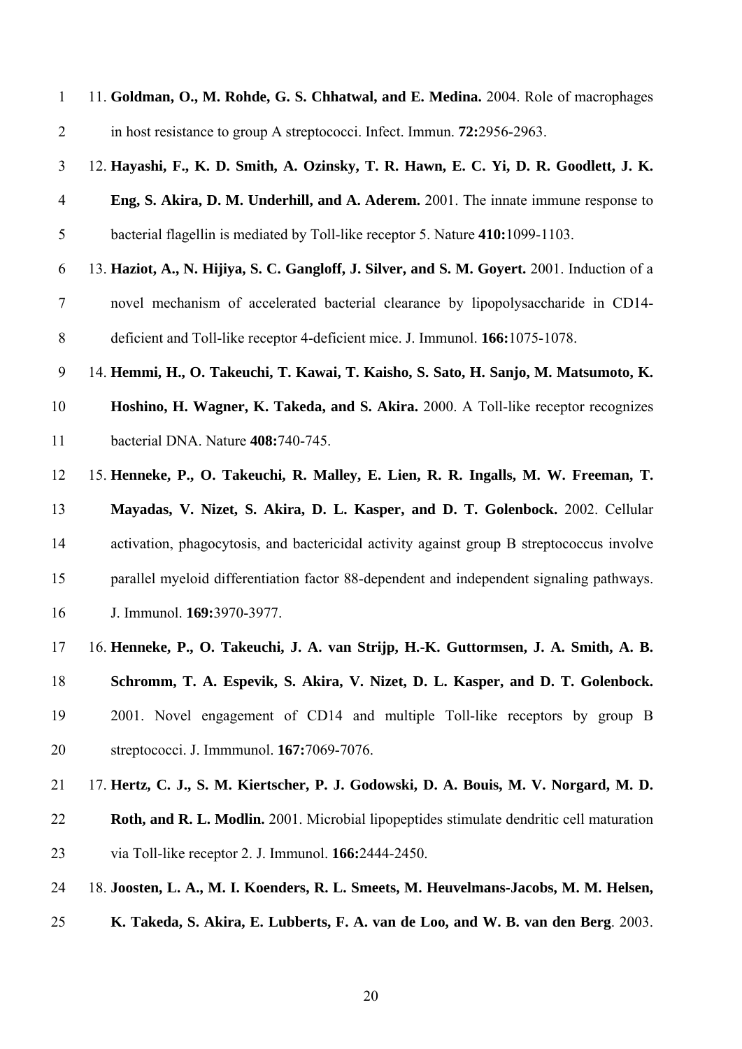11. **Goldman, O., M. Rohde, G. S. Chhatwal, and E. Medina.** 2004. Role of macrophages in host resistance to group A streptococci. Infect. Immun. **72:**2956-2963.

12. **Hayashi, F., K. D. Smith, A. Ozinsky, T. R. Hawn, E. C. Yi, D. R. Goodlett, J. K. Eng, S. Akira, D. M. Underhill, and A. Aderem.** 2001. The innate immune response to bacterial flagellin is mediated by Toll-like receptor 5. Nature **410:**1099-1103.

13. **Haziot, A., N. Hijiya, S. C. Gangloff, J. Silver, and S. M. Goyert.** 2001. Induction of a novel mechanism of accelerated bacterial clearance by lipopolysaccharide in CD14-deficient and Toll-like receptor 4-deficient mice. J. Immunol. **166:**1075-1078.

14. **Hemmi, H., O. Takeuchi, T. Kawai, T. Kaisho, S. Sato, H. Sanjo, M. Matsumoto, K. Hoshino, H. Wagner, K. Takeda, and S. Akira.** 2000. A Toll-like receptor recognizes bacterial DNA. Nature **408:**740-745.

15. **Henneke, P., O. Takeuchi, R. Malley, E. Lien, R. R. Ingalls, M. W. Freeman, T. Mayadas, V. Nizet, S. Akira, D. L. Kasper, and D. T. Golenbock.** 2002. Cellular activation, phagocytosis, and bactericidal activity against group B streptococcus involve parallel myeloid differentiation factor 88-dependent and independent signaling pathways. J. Immunol. **169:**3970-3977.

16. **Henneke, P., O. Takeuchi, J. A. van Strijp, H.-K. Guttormsen, J. A. Smith, A. B. Schromm, T. A. Espevik, S. Akira, V. Nizet, D. L. Kasper, and D. T. Golenbock.** 2001. Novel engagement of CD14 and multiple Toll-like receptors by group B streptococci. J. Immmunol. **167:**7069-7076.

17. **Hertz, C. J., S. M. Kiertscher, P. J. Godowski, D. A. Bouis, M. V. Norgard, M. D. Roth, and R. L. Modlin.** 2001. Microbial lipopeptides stimulate dendritic cell maturation via Toll-like receptor 2. J. Immunol. **166:**2444-2450.

18. **Joosten, L. A., M. I. Koenders, R. L. Smeets, M. Heuvelmans-Jacobs, M. M. Helsen, K. Takeda, S. Akira, E. Lubberts, F. A. van de Loo, and W. B. van den Berg**. 2003.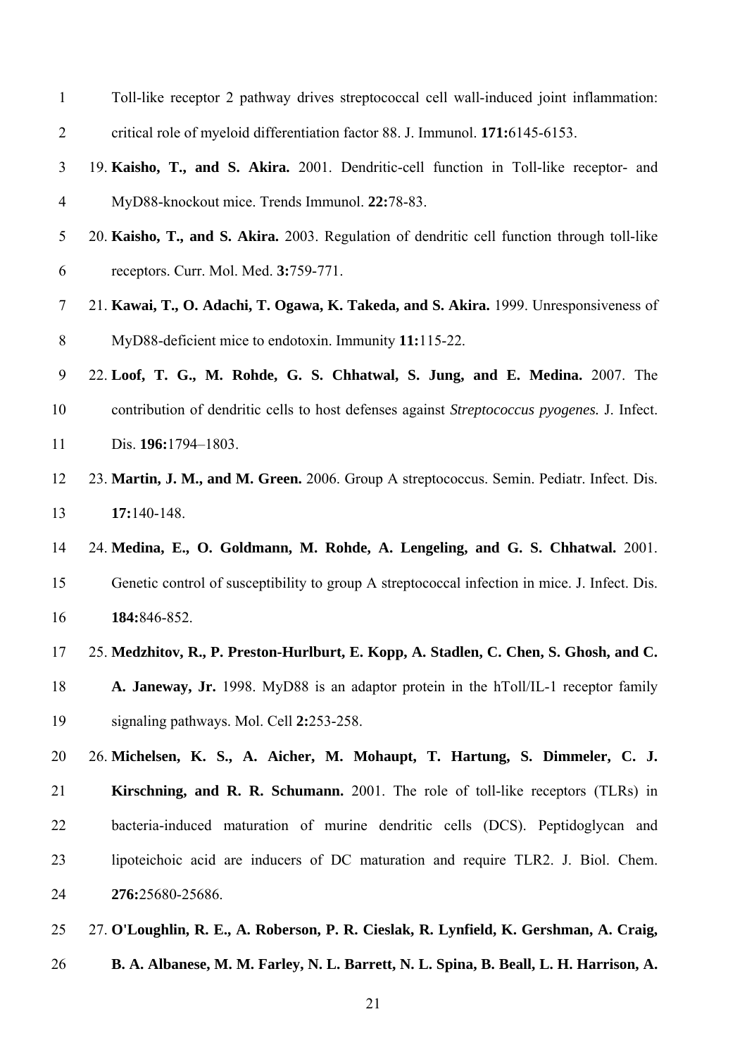Toll-like receptor 2 pathway drives streptococcal cell wall-induced joint inflammation: critical role of myeloid differentiation factor 88. J. Immunol. **171:**6145-6153.

19. **Kaisho, T., and S. Akira.** 2001. Dendritic-cell function in Toll-like receptor- and MyD88-knockout mice. Trends Immunol. **22:**78-83.
20. **Kaisho, T., and S. Akira.** 2003. Regulation of dendritic cell function through toll-like receptors. Curr. Mol. Med. **3:**759-771.
21. **Kawai, T., O. Adachi, T. Ogawa, K. Takeda, and S. Akira.** 1999. Unresponsiveness of MyD88-deficient mice to endotoxin. Immunity **11:**115-22.
22. **Loof, T. G., M. Rohde, G. S. Chhatwal, S. Jung, and E. Medina.** 2007. The contribution of dendritic cells to host defenses against *Streptococcus pyogenes.* J. Infect. Dis. **196:**1794–1803.
23. **Martin, J. M., and M. Green.** 2006. Group A streptococcus. Semin. Pediatr. Infect. Dis. **17:**140-148.
24. **Medina, E., O. Goldmann, M. Rohde, A. Lengeling, and G. S. Chhatwal.** 2001. Genetic control of susceptibility to group A streptococcal infection in mice. J. Infect. Dis. **184:**846-852.
25. **Medzhitov, R., P. Preston-Hurlburt, E. Kopp, A. Stadlen, C. Chen, S. Ghosh, and C. A. Janeway, Jr.** 1998. MyD88 is an adaptor protein in the hToll/IL-1 receptor family signaling pathways. Mol. Cell **2:**253-258.
26. **Michelsen, K. S., A. Aicher, M. Mohaupt, T. Hartung, S. Dimmeler, C. J. Kirschning, and R. R. Schumann.** 2001. The role of toll-like receptors (TLRs) in bacteria-induced maturation of murine dendritic cells (DCS). Peptidoglycan and lipoteichoic acid are inducers of DC maturation and require TLR2. J. Biol. Chem. **276:**25680-25686.
27. **O'Loughlin, R. E., A. Roberson, P. R. Cieslak, R. Lynfield, K. Gershman, A. Craig, B. A. Albanese, M. M. Farley, N. L. Barrett, N. L. Spina, B. Beall, L. H. Harrison, A.**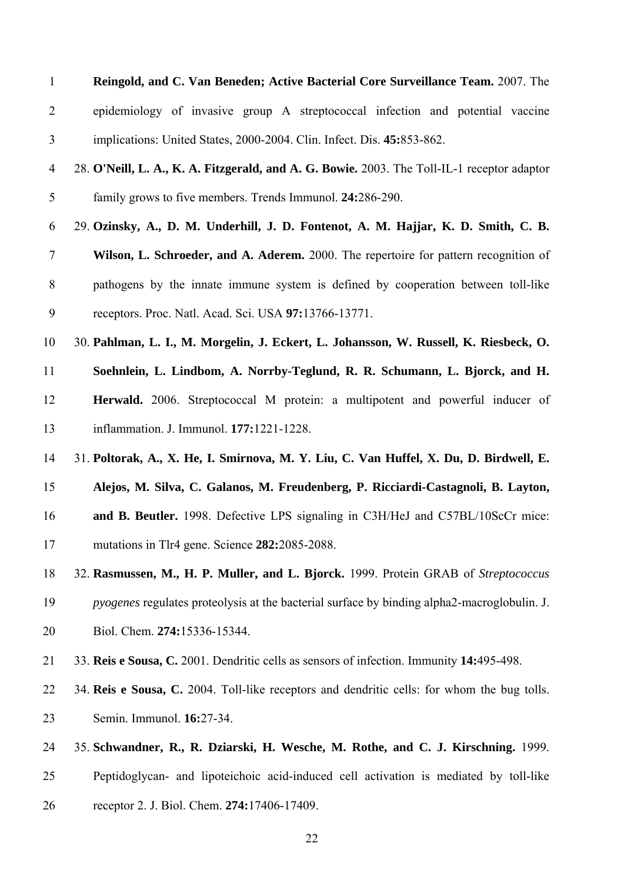**Reingold, and C. Van Beneden; Active Bacterial Core Surveillance Team.** 2007. The epidemiology of invasive group A streptococcal infection and potential vaccine implications: United States, 2000-2004. Clin. Infect. Dis. **45:**853-862.

28. **O'Neill, L. A., K. A. Fitzgerald, and A. G. Bowie.** 2003. The Toll-IL-1 receptor adaptor family grows to five members. Trends Immunol. **24:**286-290.

29. **Ozinsky, A., D. M. Underhill, J. D. Fontenot, A. M. Hajjar, K. D. Smith, C. B. Wilson, L. Schroeder, and A. Aderem.** 2000. The repertoire for pattern recognition of pathogens by the innate immune system is defined by cooperation between toll-like receptors. Proc. Natl. Acad. Sci. USA **97:**13766-13771.

30. **Pahlman, L. I., M. Morgelin, J. Eckert, L. Johansson, W. Russell, K. Riesbeck, O. Soehnlein, L. Lindbom, A. Norrby-Teglund, R. R. Schumann, L. Bjorck, and H. Herwald.** 2006. Streptococcal M protein: a multipotent and powerful inducer of inflammation. J. Immunol. **177:**1221-1228.

31. **Poltorak, A., X. He, I. Smirnova, M. Y. Liu, C. Van Huffel, X. Du, D. Birdwell, E. Alejos, M. Silva, C. Galanos, M. Freudenberg, P. Ricciardi-Castagnoli, B. Layton, and B. Beutler.** 1998. Defective LPS signaling in C3H/HeJ and C57BL/10ScCr mice: mutations in Tlr4 gene. Science **282:**2085-2088.

32. **Rasmussen, M., H. P. Muller, and L. Bjorck.** 1999. Protein GRAB of *Streptococcus pyogenes* regulates proteolysis at the bacterial surface by binding alpha2-macroglobulin. J. Biol. Chem. **274:**15336-15344.

33. **Reis e Sousa, C.** 2001. Dendritic cells as sensors of infection. Immunity **14:**495-498.

34. **Reis e Sousa, C.** 2004. Toll-like receptors and dendritic cells: for whom the bug tolls. Semin. Immunol. **16:**27-34.

35. **Schwandner, R., R. Dziarski, H. Wesche, M. Rothe, and C. J. Kirschning.** 1999. Peptidoglycan- and lipoteichoic acid-induced cell activation is mediated by toll-like receptor 2. J. Biol. Chem. **274:**17406-17409.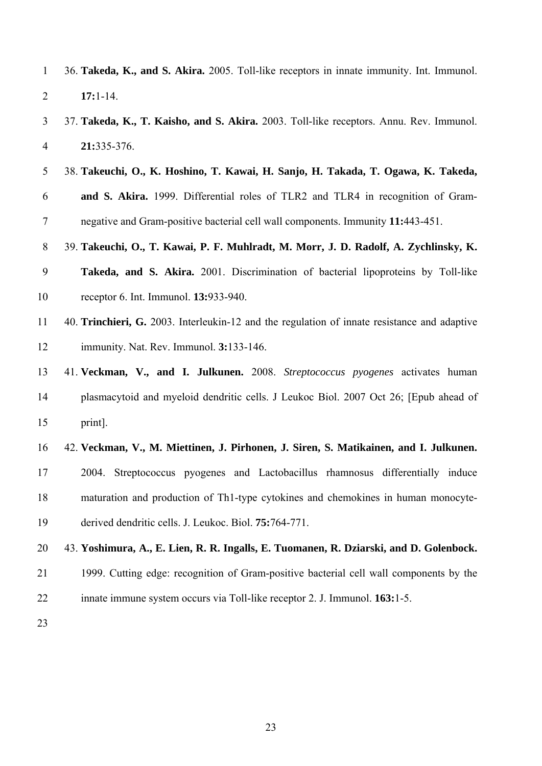36. **Takeda, K., and S. Akira.** 2005. Toll-like receptors in innate immunity. Int. Immunol. **17:**1-14.

37. **Takeda, K., T. Kaisho, and S. Akira.** 2003. Toll-like receptors. Annu. Rev. Immunol. **21:**335-376.

38. **Takeuchi, O., K. Hoshino, T. Kawai, H. Sanjo, H. Takada, T. Ogawa, K. Takeda, and S. Akira.** 1999. Differential roles of TLR2 and TLR4 in recognition of Gram-negative and Gram-positive bacterial cell wall components. Immunity **11:**443-451.

39. **Takeuchi, O., T. Kawai, P. F. Muhlradt, M. Morr, J. D. Radolf, A. Zychlinsky, K. Takeda, and S. Akira.** 2001. Discrimination of bacterial lipoproteins by Toll-like receptor 6. Int. Immunol. **13:**933-940.

40. **Trinchieri, G.** 2003. Interleukin-12 and the regulation of innate resistance and adaptive immunity. Nat. Rev. Immunol. **3:**133-146.

41. **Veckman, V., and I. Julkunen.** 2008. *Streptococcus pyogenes* activates human plasmacytoid and myeloid dendritic cells. J Leukoc Biol. 2007 Oct 26; [Epub ahead of print].

42. **Veckman, V., M. Miettinen, J. Pirhonen, J. Siren, S. Matikainen, and I. Julkunen.** 2004. Streptococcus pyogenes and Lactobacillus rhamnosus differentially induce maturation and production of Th1-type cytokines and chemokines in human monocyte-derived dendritic cells. J. Leukoc. Biol. **75:**764-771.

43. **Yoshimura, A., E. Lien, R. R. Ingalls, E. Tuomanen, R. Dziarski, and D. Golenbock.** 1999. Cutting edge: recognition of Gram-positive bacterial cell wall components by the innate immune system occurs via Toll-like receptor 2. J. Immunol. **163:**1-5.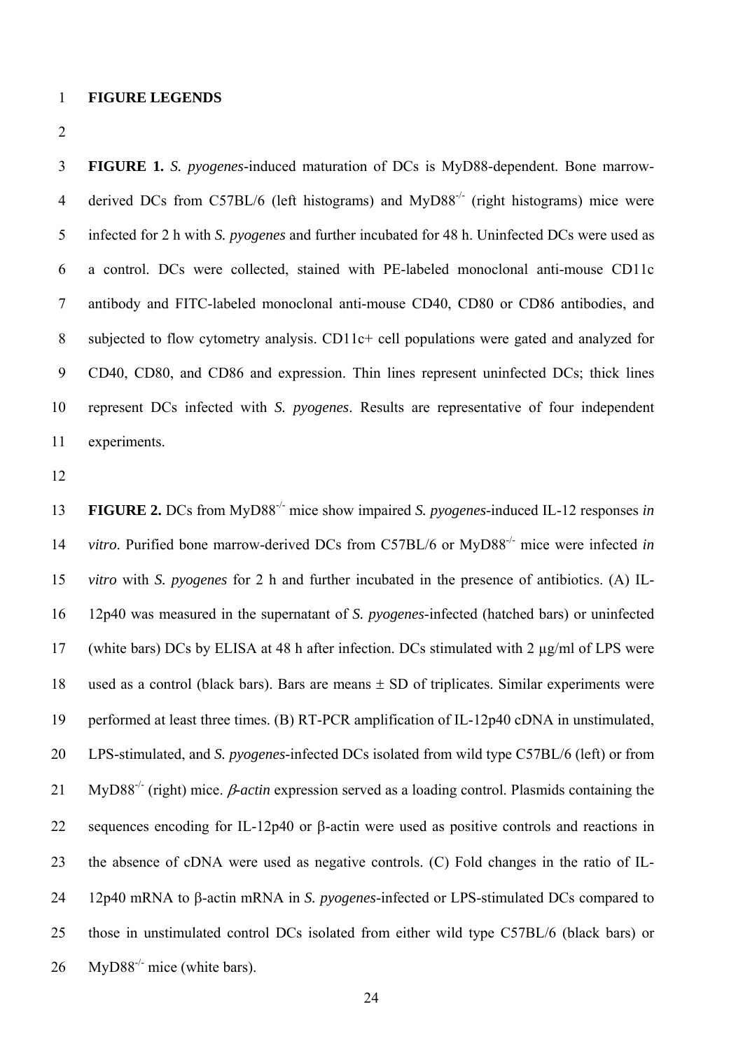# FIGURE LEGENDS

**FIGURE 1.** *S. pyogenes*-induced maturation of DCs is MyD88-dependent. Bone marrow-derived DCs from C57BL/6 (left histograms) and MyD88$^{-/-}$ (right histograms) mice were infected for 2 h with *S. pyogenes* and further incubated for 48 h. Uninfected DCs were used as a control. DCs were collected, stained with PE-labeled monoclonal anti-mouse CD11c antibody and FITC-labeled monoclonal anti-mouse CD40, CD80 or CD86 antibodies, and subjected to flow cytometry analysis. CD11c+ cell populations were gated and analyzed for CD40, CD80, and CD86 and expression. Thin lines represent uninfected DCs; thick lines represent DCs infected with *S. pyogenes*. Results are representative of four independent experiments.

**FIGURE 2.** DCs from MyD88$^{-/-}$ mice show impaired *S. pyogenes*-induced IL-12 responses *in vitro*. Purified bone marrow-derived DCs from C57BL/6 or MyD88$^{-/-}$ mice were infected *in vitro* with *S. pyogenes* for 2 h and further incubated in the presence of antibiotics. (A) IL-12p40 was measured in the supernatant of *S. pyogenes*-infected (hatched bars) or uninfected (white bars) DCs by ELISA at 48 h after infection. DCs stimulated with 2 µg/ml of LPS were used as a control (black bars). Bars are means ± SD of triplicates. Similar experiments were performed at least three times. (B) RT-PCR amplification of IL-12p40 cDNA in unstimulated, LPS-stimulated, and *S. pyogenes*-infected DCs isolated from wild type C57BL/6 (left) or from MyD88$^{-/-}$ (right) mice. *β-actin* expression served as a loading control. Plasmids containing the sequences encoding for IL-12p40 or β-actin were used as positive controls and reactions in the absence of cDNA were used as negative controls. (C) Fold changes in the ratio of IL-12p40 mRNA to β-actin mRNA in *S. pyogenes*-infected or LPS-stimulated DCs compared to those in unstimulated control DCs isolated from either wild type C57BL/6 (black bars) or MyD88$^{-/-}$ mice (white bars).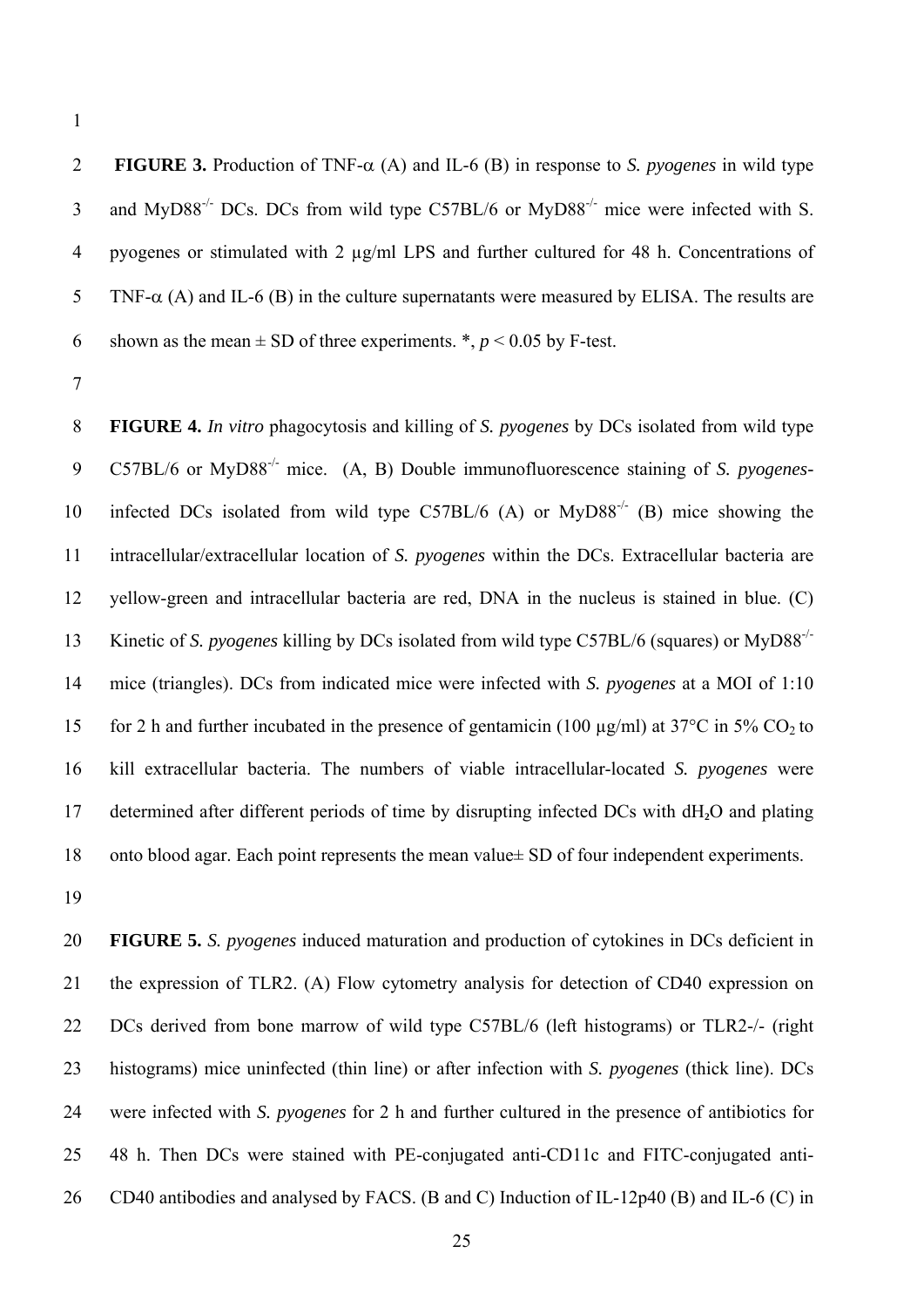**FIGURE 3.** Production of TNF-$\alpha$ (A) and IL-6 (B) in response to *S. pyogenes* in wild type and MyD88$^{-/-}$ DCs. DCs from wild type C57BL/6 or MyD88$^{-/-}$ mice were infected with S. pyogenes or stimulated with 2 µg/ml LPS and further cultured for 48 h. Concentrations of TNF-$\alpha$ (A) and IL-6 (B) in the culture supernatants were measured by ELISA. The results are shown as the mean ± SD of three experiments. *, $p < 0.05$ by F-test.

**FIGURE 4.** *In vitro* phagocytosis and killing of *S. pyogenes* by DCs isolated from wild type C57BL/6 or MyD88$^{-/-}$ mice. (A, B) Double immunofluorescence staining of *S. pyogenes*-infected DCs isolated from wild type C57BL/6 (A) or MyD88$^{-/-}$ (B) mice showing the intracellular/extracellular location of *S. pyogenes* within the DCs. Extracellular bacteria are yellow-green and intracellular bacteria are red, DNA in the nucleus is stained in blue. (C) Kinetic of *S. pyogenes* killing by DCs isolated from wild type C57BL/6 (squares) or MyD88$^{-/-}$ mice (triangles). DCs from indicated mice were infected with *S. pyogenes* at a MOI of 1:10 for 2 h and further incubated in the presence of gentamicin (100 µg/ml) at 37°C in 5% $CO_2$ to kill extracellular bacteria. The numbers of viable intracellular-located *S. pyogenes* were determined after different periods of time by disrupting infected DCs with $dH_2O$ and plating onto blood agar. Each point represents the mean value± SD of four independent experiments.

**FIGURE 5.** *S. pyogenes* induced maturation and production of cytokines in DCs deficient in the expression of TLR2. (A) Flow cytometry analysis for detection of CD40 expression on DCs derived from bone marrow of wild type C57BL/6 (left histograms) or TLR2-/- (right histograms) mice uninfected (thin line) or after infection with *S. pyogenes* (thick line). DCs were infected with *S. pyogenes* for 2 h and further cultured in the presence of antibiotics for 48 h. Then DCs were stained with PE-conjugated anti-CD11c and FITC-conjugated anti-CD40 antibodies and analysed by FACS. (B and C) Induction of IL-12p40 (B) and IL-6 (C) in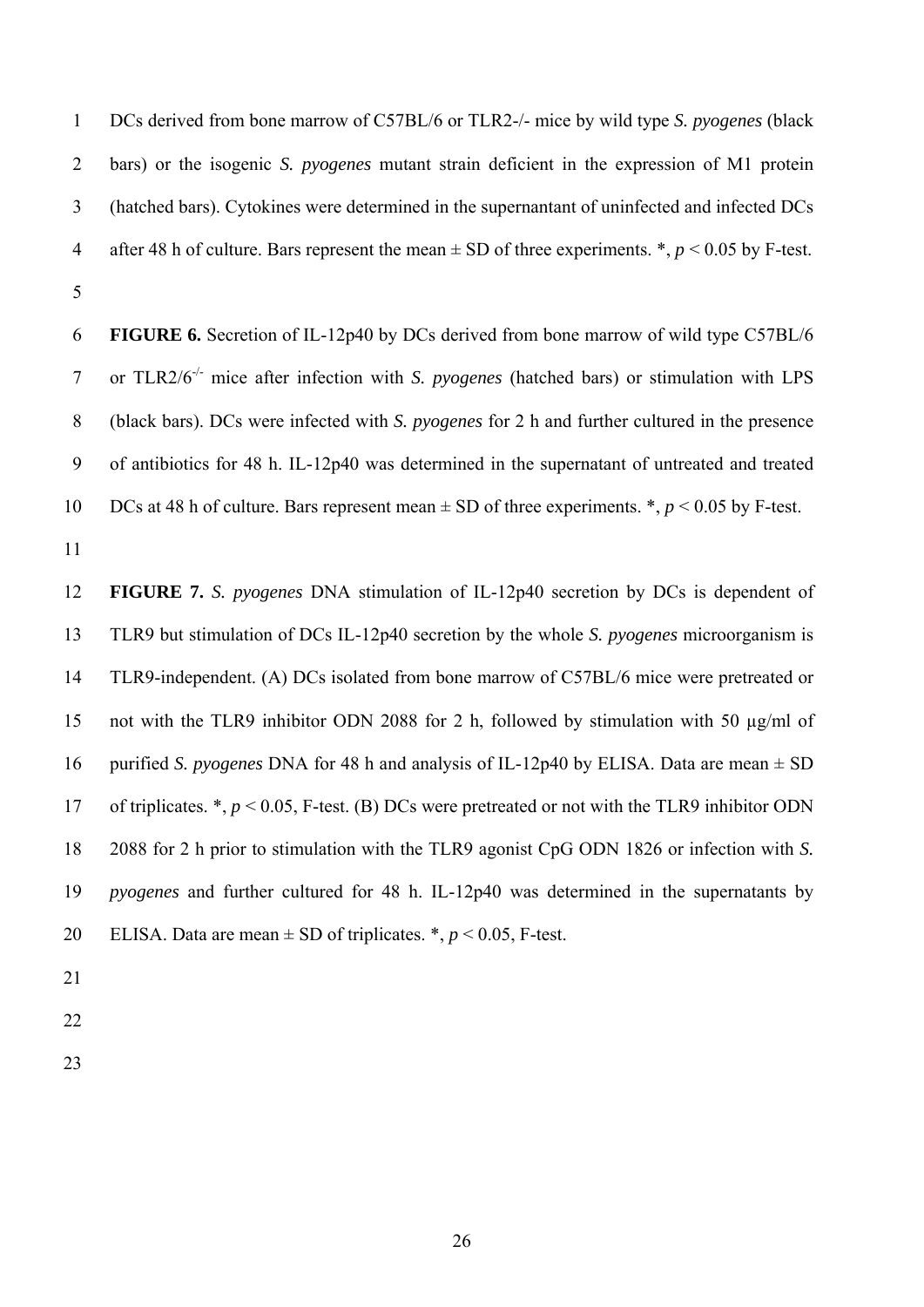DCs derived from bone marrow of C57BL/6 or TLR2-/- mice by wild type *S. pyogenes* (black bars) or the isogenic *S. pyogenes* mutant strain deficient in the expression of M1 protein (hatched bars). Cytokines were determined in the supernantant of uninfected and infected DCs after 48 h of culture. Bars represent the mean ± SD of three experiments. *, $p < 0.05$ by F-test.

**FIGURE 6.** Secretion of IL-12p40 by DCs derived from bone marrow of wild type C57BL/6 or TLR2/6$^{-/-}$ mice after infection with *S. pyogenes* (hatched bars) or stimulation with LPS (black bars). DCs were infected with *S. pyogenes* for 2 h and further cultured in the presence of antibiotics for 48 h. IL-12p40 was determined in the supernatant of untreated and treated DCs at 48 h of culture. Bars represent mean ± SD of three experiments. *, $p < 0.05$ by F-test.

**FIGURE 7.** *S. pyogenes* DNA stimulation of IL-12p40 secretion by DCs is dependent of TLR9 but stimulation of DCs IL-12p40 secretion by the whole *S. pyogenes* microorganism is TLR9-independent. (A) DCs isolated from bone marrow of C57BL/6 mice were pretreated or not with the TLR9 inhibitor ODN 2088 for 2 h, followed by stimulation with 50 µg/ml of purified *S. pyogenes* DNA for 48 h and analysis of IL-12p40 by ELISA. Data are mean ± SD of triplicates. *, $p < 0.05$, F-test. (B) DCs were pretreated or not with the TLR9 inhibitor ODN 2088 for 2 h prior to stimulation with the TLR9 agonist CpG ODN 1826 or infection with *S. pyogenes* and further cultured for 48 h. IL-12p40 was determined in the supernatants by ELISA. Data are mean ± SD of triplicates. *, $p < 0.05$, F-test.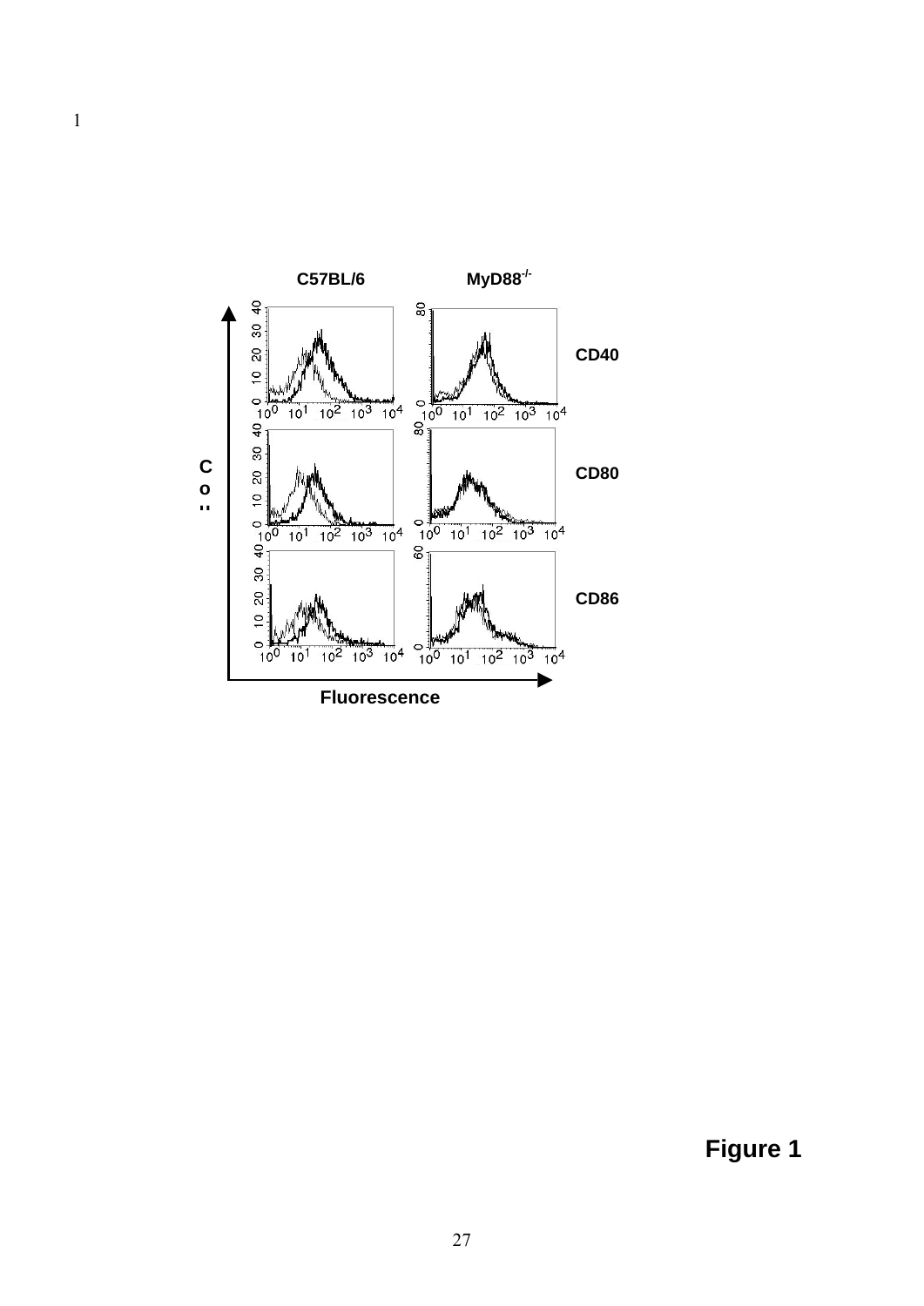| | C57BL/6 | MyD88$^{-/-}$ | |
|---|---|---|---|
| Co... | | | CD40 |
| | | | CD80 |
| | | | CD86 |
| | Fluorescence | | |

**Figure 1**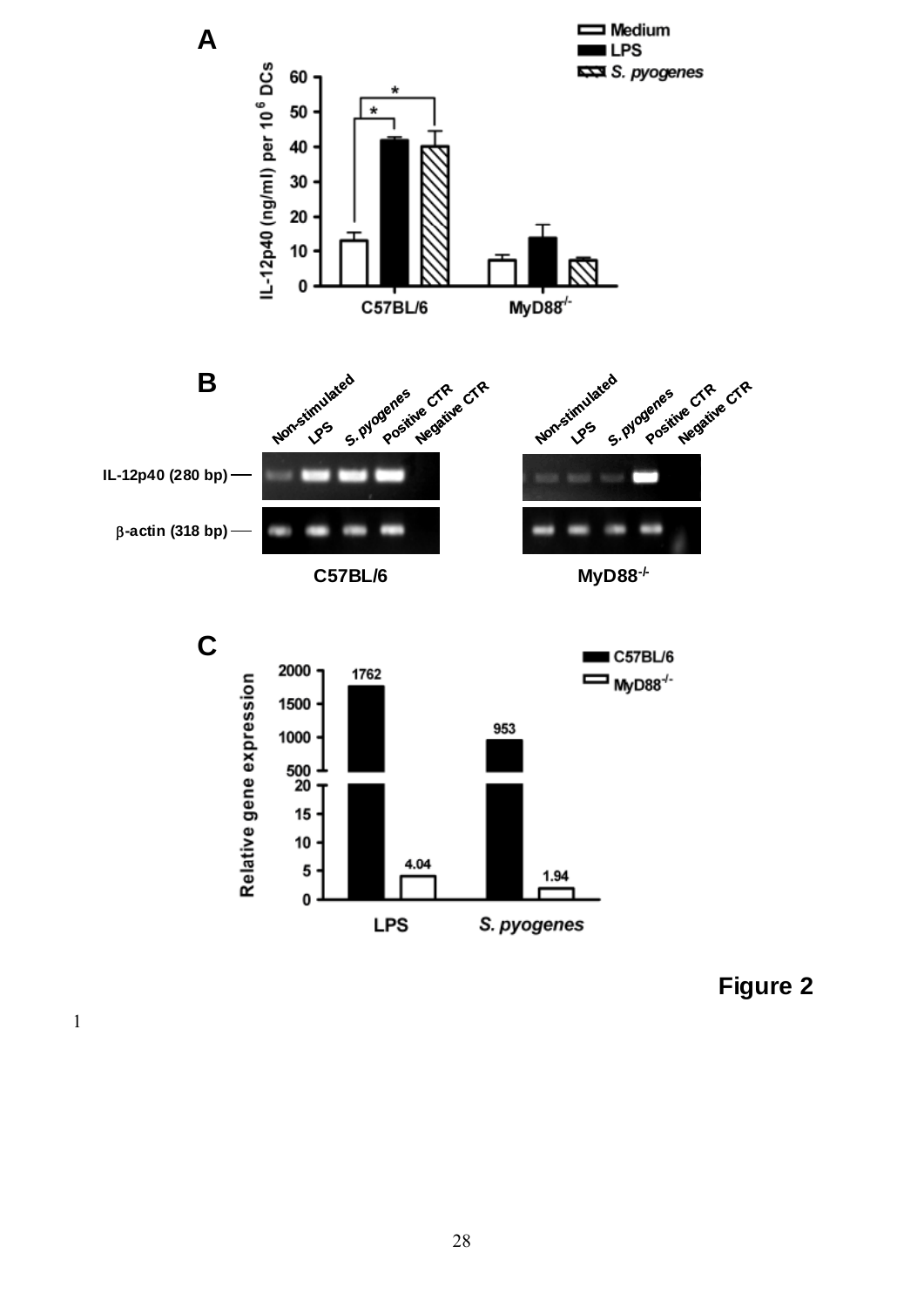**Figure 2**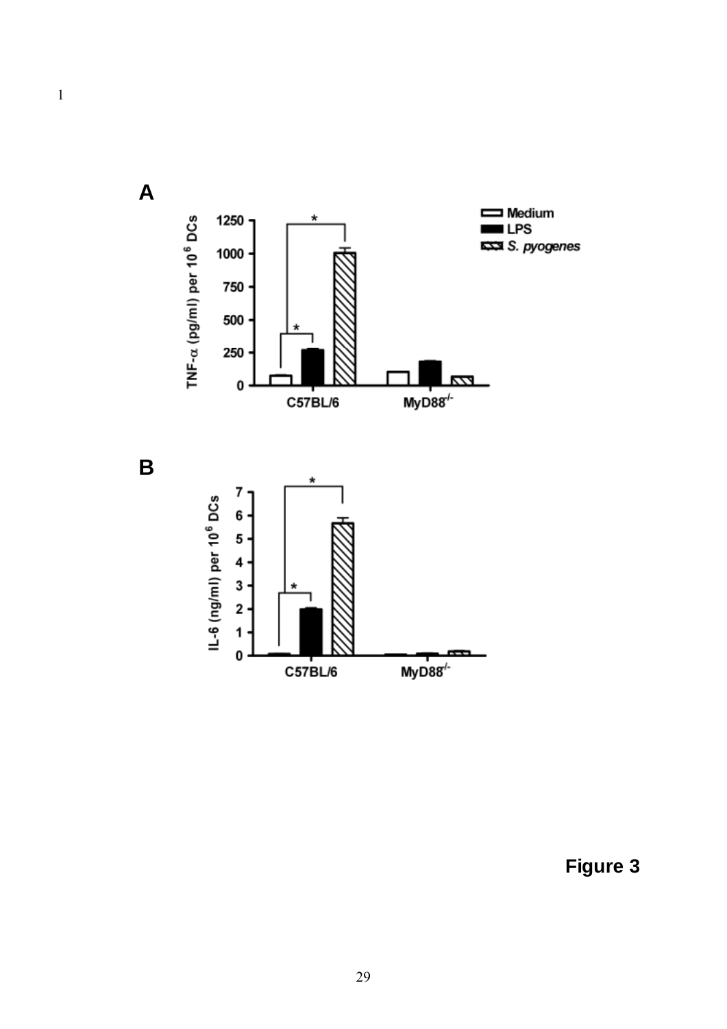Figure 3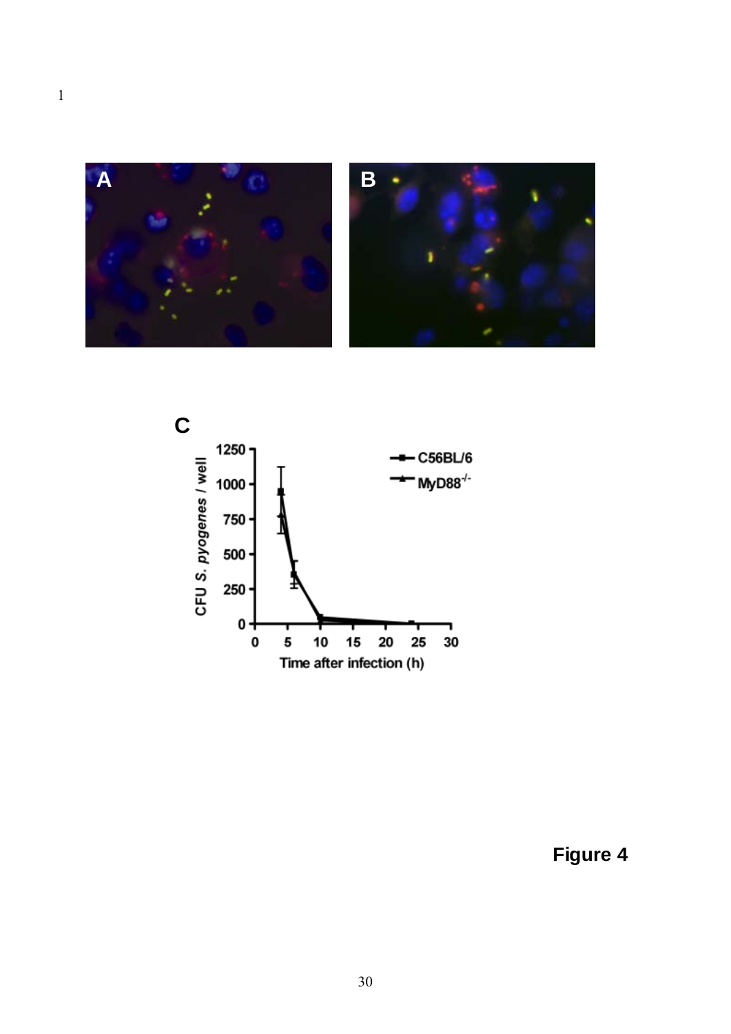Figure 4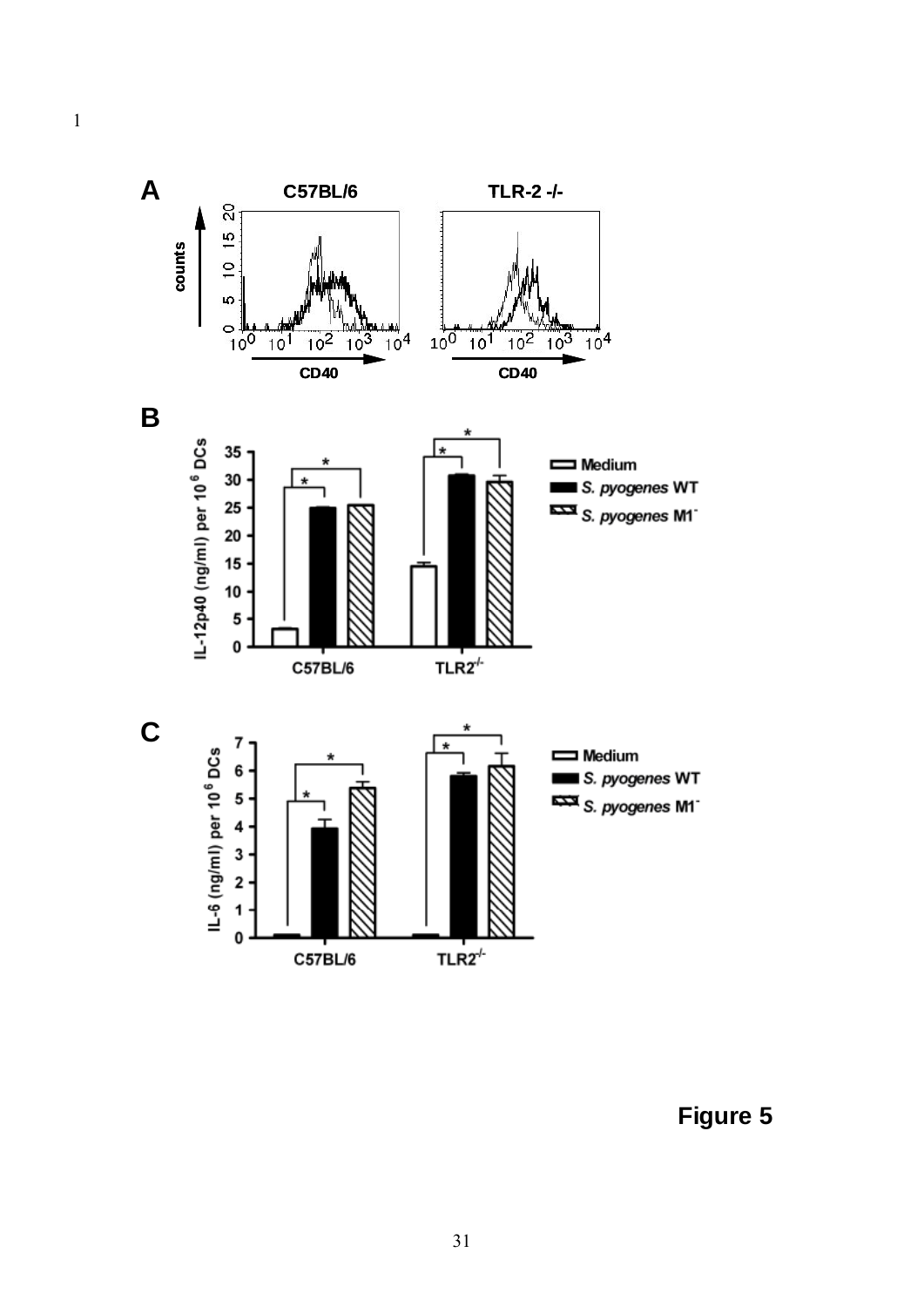**Figure 5**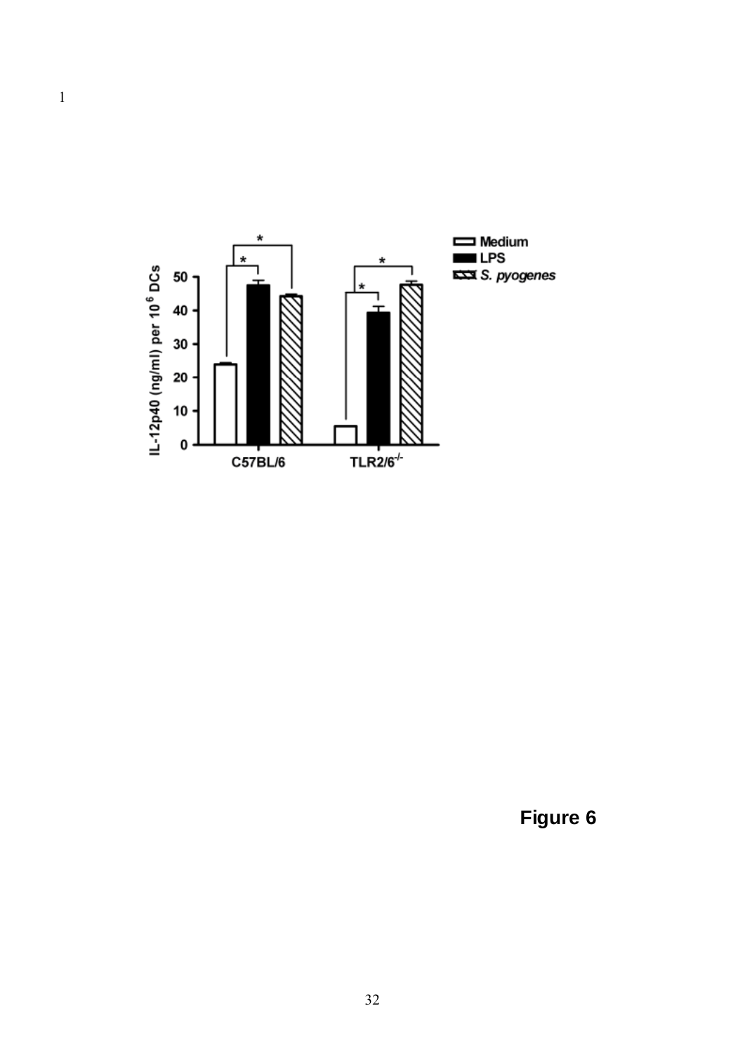Figure 6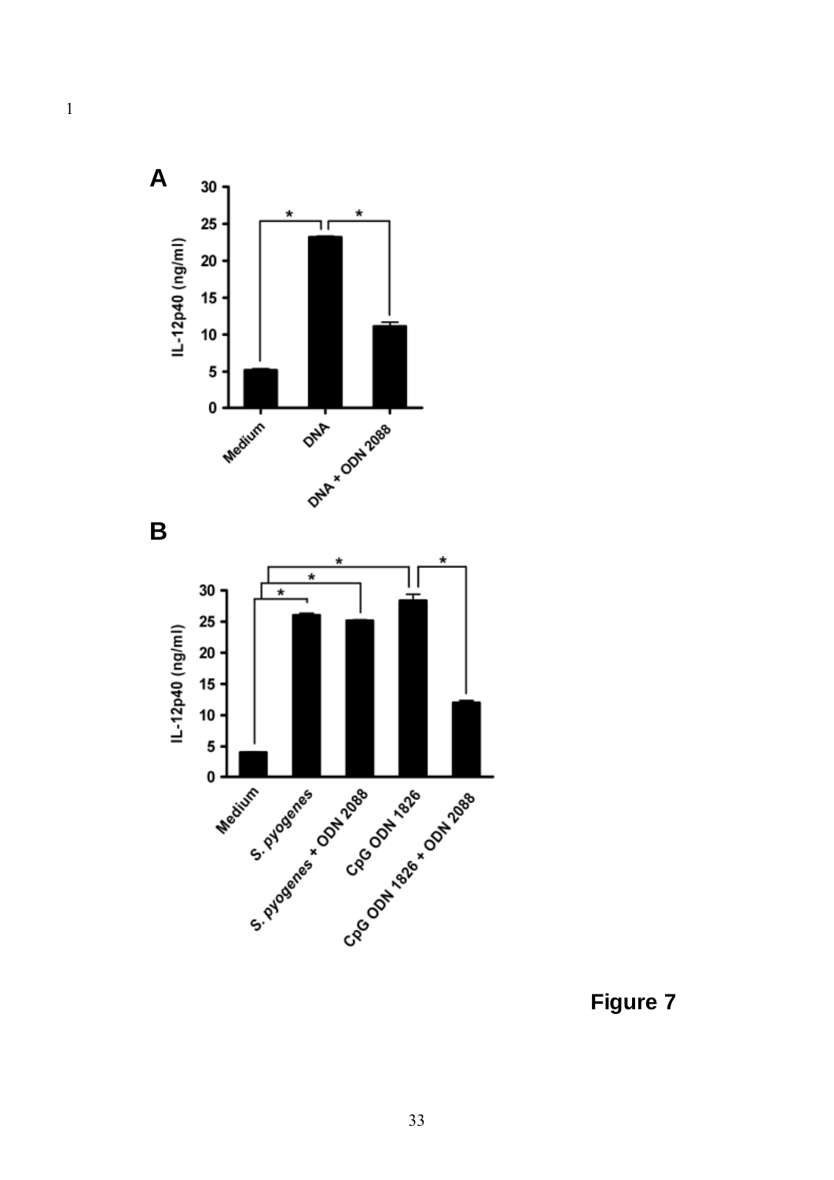A

IL-12p40 (ng/ml)

30
25
20
15
10
5
0

*
*

Medium
DNA
DNA + ODN 2088

B

IL-12p40 (ng/ml)

30
25
20
15
10
5
0

*
*
*
*

Medium
S. pyogenes
S. pyogenes + ODN 2088
CpG ODN 1826
CpG ODN 1826 + ODN 2088

**Figure 7**